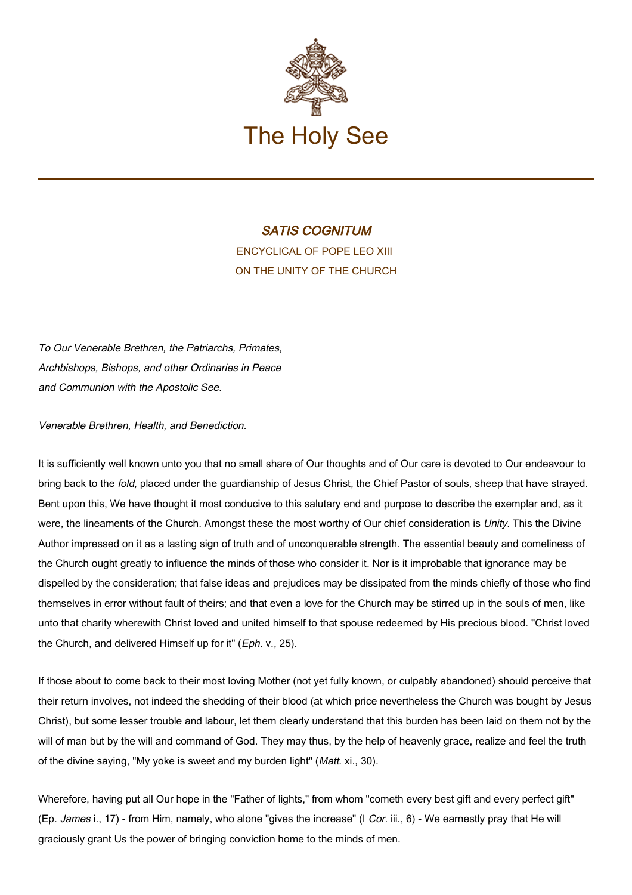# The Holy See

## *SATIS COGNITUM*

ENCYCLICAL OF POPE LEO XIII
ON THE UNITY OF THE CHURCH

*To Our Venerable Brethren, the Patriarchs, Primates, Archbishops, Bishops, and other Ordinaries in Peace and Communion with the Apostolic See.*

*Venerable Brethren, Health, and Benediction.*

It is sufficiently well known unto you that no small share of Our thoughts and of Our care is devoted to Our endeavour to bring back to the *fold*, placed under the guardianship of Jesus Christ, the Chief Pastor of souls, sheep that have strayed. Bent upon this, We have thought it most conducive to this salutary end and purpose to describe the exemplar and, as it were, the lineaments of the Church. Amongst these the most worthy of Our chief consideration is *Unity*. This the Divine Author impressed on it as a lasting sign of truth and of unconquerable strength. The essential beauty and comeliness of the Church ought greatly to influence the minds of those who consider it. Nor is it improbable that ignorance may be dispelled by the consideration; that false ideas and prejudices may be dissipated from the minds chiefly of those who find themselves in error without fault of theirs; and that even a love for the Church may be stirred up in the souls of men, like unto that charity wherewith Christ loved and united himself to that spouse redeemed by His precious blood. "Christ loved the Church, and delivered Himself up for it" (*Eph.* v., 25).

If those about to come back to their most loving Mother (not yet fully known, or culpably abandoned) should perceive that their return involves, not indeed the shedding of their blood (at which price nevertheless the Church was bought by Jesus Christ), but some lesser trouble and labour, let them clearly understand that this burden has been laid on them not by the will of man but by the will and command of God. They may thus, by the help of heavenly grace, realize and feel the truth of the divine saying, "My yoke is sweet and my burden light" (*Matt.* xi., 30).

Wherefore, having put all Our hope in the "Father of lights," from whom "cometh every best gift and every perfect gift" (Ep. *James* i., 17) - from Him, namely, who alone "gives the increase" (I *Cor.* iii., 6) - We earnestly pray that He will graciously grant Us the power of bringing conviction home to the minds of men.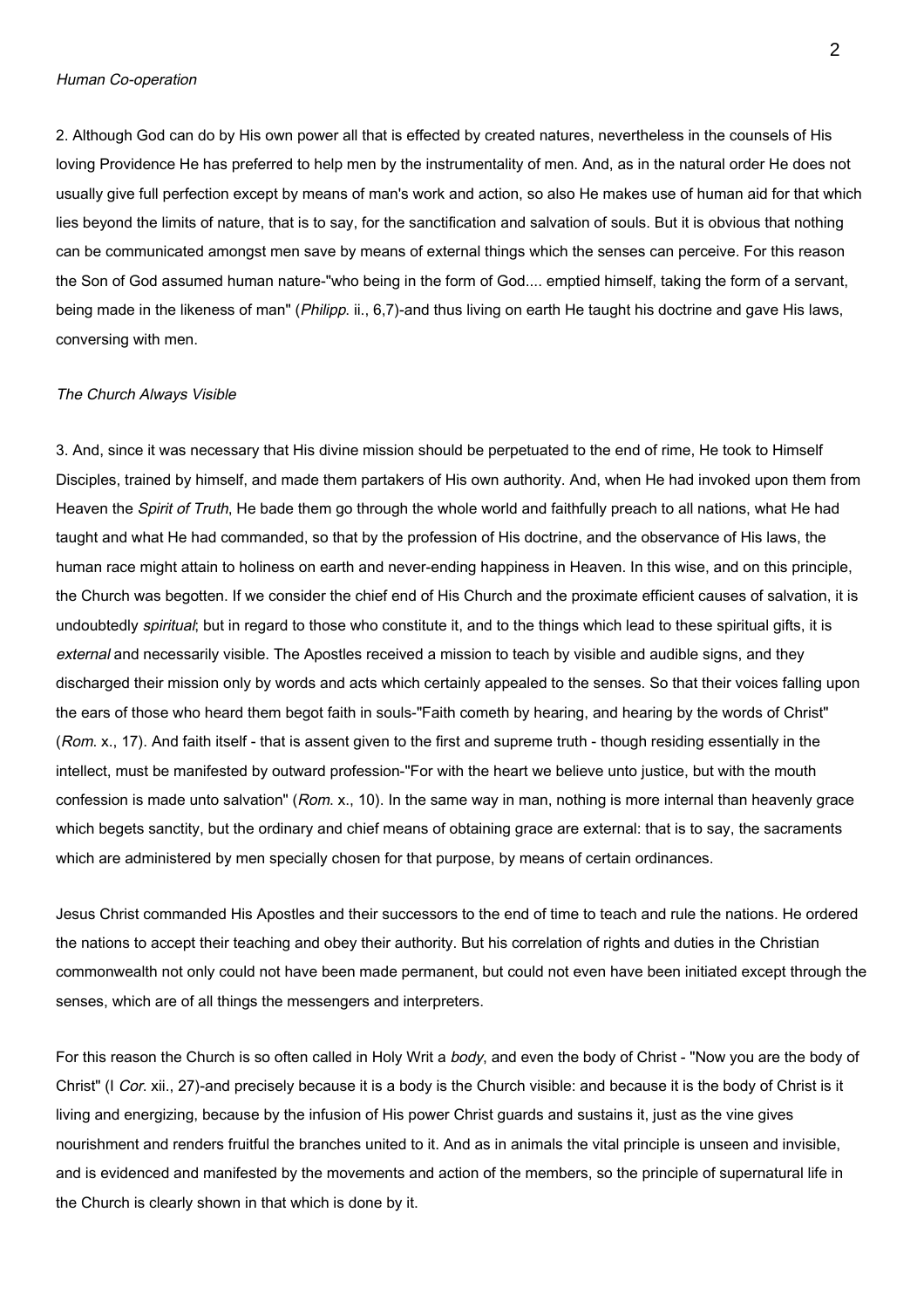*Human Co-operation*

2. Although God can do by His own power all that is effected by created natures, nevertheless in the counsels of His loving Providence He has preferred to help men by the instrumentality of men. And, as in the natural order He does not usually give full perfection except by means of man's work and action, so also He makes use of human aid for that which lies beyond the limits of nature, that is to say, for the sanctification and salvation of souls. But it is obvious that nothing can be communicated amongst men save by means of external things which the senses can perceive. For this reason the Son of God assumed human nature-"who being in the form of God.... emptied himself, taking the form of a servant, being made in the likeness of man" (*Philipp.* ii., 6,7)-and thus living on earth He taught his doctrine and gave His laws, conversing with men.

*The Church Always Visible*

3. And, since it was necessary that His divine mission should be perpetuated to the end of rime, He took to Himself Disciples, trained by himself, and made them partakers of His own authority. And, when He had invoked upon them from Heaven the *Spirit of Truth*, He bade them go through the whole world and faithfully preach to all nations, what He had taught and what He had commanded, so that by the profession of His doctrine, and the observance of His laws, the human race might attain to holiness on earth and never-ending happiness in Heaven. In this wise, and on this principle, the Church was begotten. If we consider the chief end of His Church and the proximate efficient causes of salvation, it is undoubtedly *spiritual*; but in regard to those who constitute it, and to the things which lead to these spiritual gifts, it is *external* and necessarily visible. The Apostles received a mission to teach by visible and audible signs, and they discharged their mission only by words and acts which certainly appealed to the senses. So that their voices falling upon the ears of those who heard them begot faith in souls-"Faith cometh by hearing, and hearing by the words of Christ" (*Rom.* x., 17). And faith itself - that is assent given to the first and supreme truth - though residing essentially in the intellect, must be manifested by outward profession-"For with the heart we believe unto justice, but with the mouth confession is made unto salvation" (*Rom.* x., 10). In the same way in man, nothing is more internal than heavenly grace which begets sanctity, but the ordinary and chief means of obtaining grace are external: that is to say, the sacraments which are administered by men specially chosen for that purpose, by means of certain ordinances.

Jesus Christ commanded His Apostles and their successors to the end of time to teach and rule the nations. He ordered the nations to accept their teaching and obey their authority. But his correlation of rights and duties in the Christian commonwealth not only could not have been made permanent, but could not even have been initiated except through the senses, which are of all things the messengers and interpreters.

For this reason the Church is so often called in Holy Writ a *body*, and even the body of Christ - "Now you are the body of Christ" (I *Cor.* xii., 27)-and precisely because it is a body is the Church visible: and because it is the body of Christ is it living and energizing, because by the infusion of His power Christ guards and sustains it, just as the vine gives nourishment and renders fruitful the branches united to it. And as in animals the vital principle is unseen and invisible, and is evidenced and manifested by the movements and action of the members, so the principle of supernatural life in the Church is clearly shown in that which is done by it.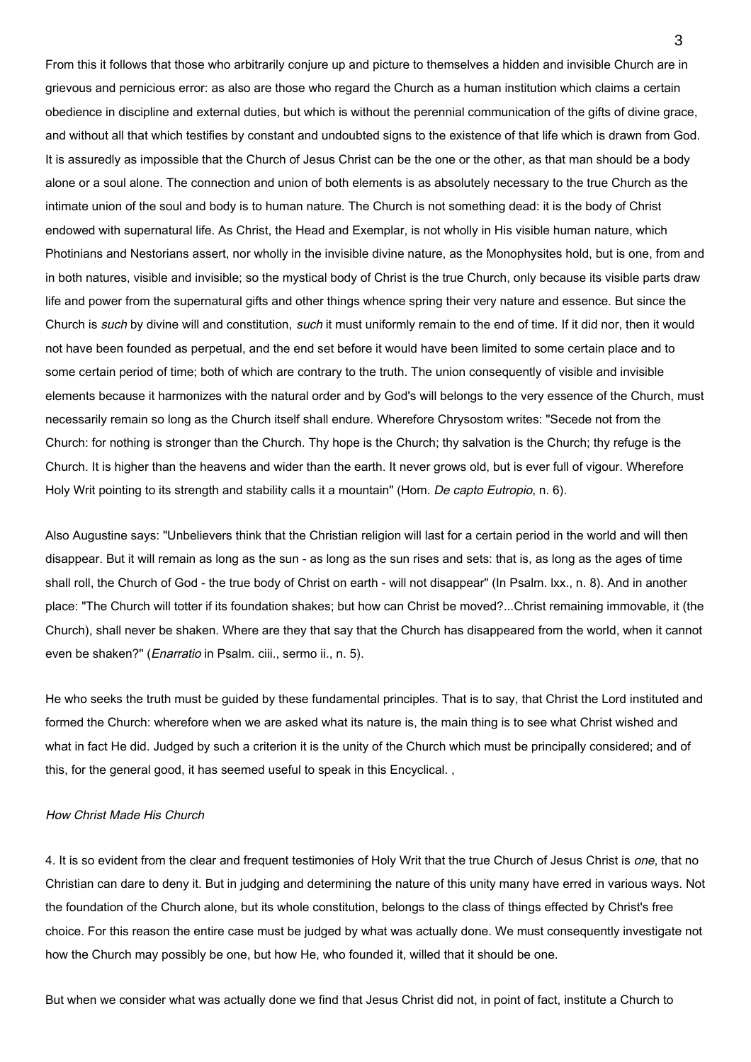From this it follows that those who arbitrarily conjure up and picture to themselves a hidden and invisible Church are in grievous and pernicious error: as also are those who regard the Church as a human institution which claims a certain obedience in discipline and external duties, but which is without the perennial communication of the gifts of divine grace, and without all that which testifies by constant and undoubted signs to the existence of that life which is drawn from God. It is assuredly as impossible that the Church of Jesus Christ can be the one or the other, as that man should be a body alone or a soul alone. The connection and union of both elements is as absolutely necessary to the true Church as the intimate union of the soul and body is to human nature. The Church is not something dead: it is the body of Christ endowed with supernatural life. As Christ, the Head and Exemplar, is not wholly in His visible human nature, which Photinians and Nestorians assert, nor wholly in the invisible divine nature, as the Monophysites hold, but is one, from and in both natures, visible and invisible; so the mystical body of Christ is the true Church, only because its visible parts draw life and power from the supernatural gifts and other things whence spring their very nature and essence. But since the Church is *such* by divine will and constitution, *such* it must uniformly remain to the end of time. If it did nor, then it would not have been founded as perpetual, and the end set before it would have been limited to some certain place and to some certain period of time; both of which are contrary to the truth. The union consequently of visible and invisible elements because it harmonizes with the natural order and by God's will belongs to the very essence of the Church, must necessarily remain so long as the Church itself shall endure. Wherefore Chrysostom writes: "Secede not from the Church: for nothing is stronger than the Church. Thy hope is the Church; thy salvation is the Church; thy refuge is the Church. It is higher than the heavens and wider than the earth. It never grows old, but is ever full of vigour. Wherefore Holy Writ pointing to its strength and stability calls it a mountain" (Hom. *De capto Eutropio*, n. 6).

Also Augustine says: "Unbelievers think that the Christian religion will last for a certain period in the world and will then disappear. But it will remain as long as the sun - as long as the sun rises and sets: that is, as long as the ages of time shall roll, the Church of God - the true body of Christ on earth - will not disappear" (In Psalm. lxx., n. 8). And in another place: "The Church will totter if its foundation shakes; but how can Christ be moved?...Christ remaining immovable, it (the Church), shall never be shaken. Where are they that say that the Church has disappeared from the world, when it cannot even be shaken?" (*Enarratio* in Psalm. ciii., sermo ii., n. 5).

He who seeks the truth must be guided by these fundamental principles. That is to say, that Christ the Lord instituted and formed the Church: wherefore when we are asked what its nature is, the main thing is to see what Christ wished and what in fact He did. Judged by such a criterion it is the unity of the Church which must be principally considered; and of this, for the general good, it has seemed useful to speak in this Encyclical. ,

*How Christ Made His Church*

4. It is so evident from the clear and frequent testimonies of Holy Writ that the true Church of Jesus Christ is *one*, that no Christian can dare to deny it. But in judging and determining the nature of this unity many have erred in various ways. Not the foundation of the Church alone, but its whole constitution, belongs to the class of things effected by Christ's free choice. For this reason the entire case must be judged by what was actually done. We must consequently investigate not how the Church may possibly be one, but how He, who founded it, willed that it should be one.

But when we consider what was actually done we find that Jesus Christ did not, in point of fact, institute a Church to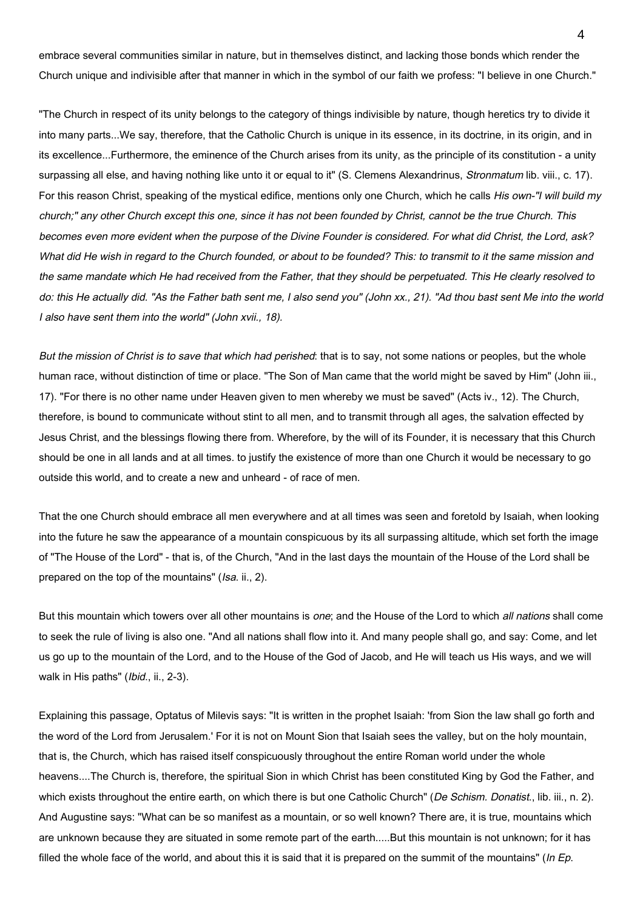embrace several communities similar in nature, but in themselves distinct, and lacking those bonds which render the Church unique and indivisible after that manner in which in the symbol of our faith we profess: "I believe in one Church."

"The Church in respect of its unity belongs to the category of things indivisible by nature, though heretics try to divide it into many parts...We say, therefore, that the Catholic Church is unique in its essence, in its doctrine, in its origin, and in its excellence...Furthermore, the eminence of the Church arises from its unity, as the principle of its constitution - a unity surpassing all else, and having nothing like unto it or equal to it" (S. Clemens Alexandrinus, *Stronmatum* lib. viii., c. 17). For this reason Christ, speaking of the mystical edifice, mentions only one Church, which he calls *His own-"I will build my church;" any other Church except this one, since it has not been founded by Christ, cannot be the true Church. This becomes even more evident when the purpose of the Divine Founder is considered. For what did Christ, the Lord, ask? What did He wish in regard to the Church founded, or about to be founded? This: to transmit to it the same mission and the same mandate which He had received from the Father, that they should be perpetuated. This He clearly resolved to do: this He actually did. "As the Father bath sent me, I also send you" (John xx., 21). "Ad thou bast sent Me into the world I also have sent them into the world" (John xvii., 18).*

*But the mission of Christ is to save that which had perished*: that is to say, not some nations or peoples, but the whole human race, without distinction of time or place. "The Son of Man came that the world might be saved by Him" (John iii., 17). "For there is no other name under Heaven given to men whereby we must be saved" (Acts iv., 12). The Church, therefore, is bound to communicate without stint to all men, and to transmit through all ages, the salvation effected by Jesus Christ, and the blessings flowing there from. Wherefore, by the will of its Founder, it is necessary that this Church should be one in all lands and at all times. to justify the existence of more than one Church it would be necessary to go outside this world, and to create a new and unheard - of race of men.

That the one Church should embrace all men everywhere and at all times was seen and foretold by Isaiah, when looking into the future he saw the appearance of a mountain conspicuous by its all surpassing altitude, which set forth the image of "The House of the Lord" - that is, of the Church, "And in the last days the mountain of the House of the Lord shall be prepared on the top of the mountains" (*Isa.* ii., 2).

But this mountain which towers over all other mountains is *one*; and the House of the Lord to which *all nations* shall come to seek the rule of living is also one. "And all nations shall flow into it. And many people shall go, and say: Come, and let us go up to the mountain of the Lord, and to the House of the God of Jacob, and He will teach us His ways, and we will walk in His paths" (*Ibid*., ii., 2-3).

Explaining this passage, Optatus of Milevis says: "It is written in the prophet Isaiah: 'from Sion the law shall go forth and the word of the Lord from Jerusalem.' For it is not on Mount Sion that Isaiah sees the valley, but on the holy mountain, that is, the Church, which has raised itself conspicuously throughout the entire Roman world under the whole heavens....The Church is, therefore, the spiritual Sion in which Christ has been constituted King by God the Father, and which exists throughout the entire earth, on which there is but one Catholic Church" (*De Schism. Donatist*., lib. iii., n. 2). And Augustine says: "What can be so manifest as a mountain, or so well known? There are, it is true, mountains which are unknown because they are situated in some remote part of the earth.....But this mountain is not unknown; for it has filled the whole face of the world, and about this it is said that it is prepared on the summit of the mountains" (*In Ep.*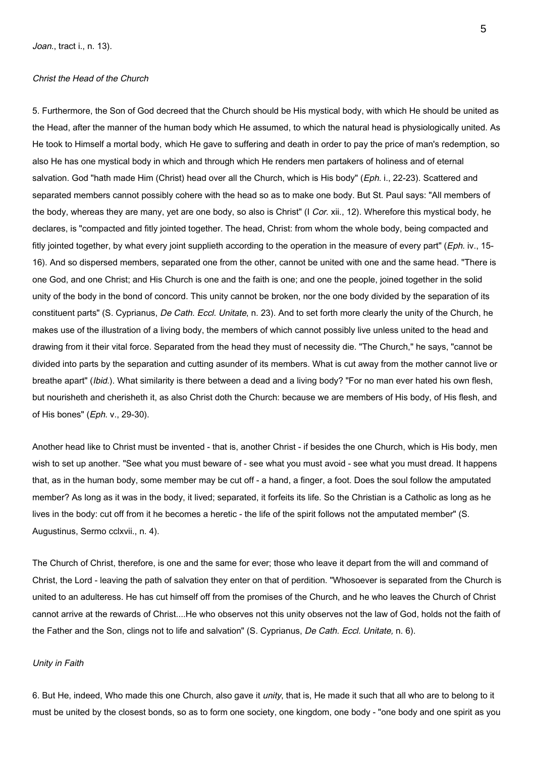*Joan.*, tract i., n. 13).

*Christ the Head of the Church*

5. Furthermore, the Son of God decreed that the Church should be His mystical body, with which He should be united as the Head, after the manner of the human body which He assumed, to which the natural head is physiologically united. As He took to Himself a mortal body, which He gave to suffering and death in order to pay the price of man's redemption, so also He has one mystical body in which and through which He renders men partakers of holiness and of eternal salvation. God "hath made Him (Christ) head over all the Church, which is His body" (*Eph.* i., 22-23). Scattered and separated members cannot possibly cohere with the head so as to make one body. But St. Paul says: "All members of the body, whereas they are many, yet are one body, so also is Christ" (I *Cor.* xii., 12). Wherefore this mystical body, he declares, is "compacted and fitly jointed together. The head, Christ: from whom the whole body, being compacted and fitly jointed together, by what every joint supplieth according to the operation in the measure of every part" (*Eph.* iv., 15-16). And so dispersed members, separated one from the other, cannot be united with one and the same head. "There is one God, and one Christ; and His Church is one and the faith is one; and one the people, joined together in the solid unity of the body in the bond of concord. This unity cannot be broken, nor the one body divided by the separation of its constituent parts" (S. Cyprianus, *De Cath. Eccl. Unitate*, n. 23). And to set forth more clearly the unity of the Church, he makes use of the illustration of a living body, the members of which cannot possibly live unless united to the head and drawing from it their vital force. Separated from the head they must of necessity die. "The Church," he says, "cannot be divided into parts by the separation and cutting asunder of its members. What is cut away from the mother cannot live or breathe apart" (*Ibid.*). What similarity is there between a dead and a living body? "For no man ever hated his own flesh, but nourisheth and cherisheth it, as also Christ doth the Church: because we are members of His body, of His flesh, and of His bones" (*Eph.* v., 29-30).

Another head like to Christ must be invented - that is, another Christ - if besides the one Church, which is His body, men wish to set up another. "See what you must beware of - see what you must avoid - see what you must dread. It happens that, as in the human body, some member may be cut off - a hand, a finger, a foot. Does the soul follow the amputated member? As long as it was in the body, it lived; separated, it forfeits its life. So the Christian is a Catholic as long as he lives in the body: cut off from it he becomes a heretic - the life of the spirit follows not the amputated member" (S. Augustinus, Sermo cclxvii., n. 4).

The Church of Christ, therefore, is one and the same for ever; those who leave it depart from the will and command of Christ, the Lord - leaving the path of salvation they enter on that of perdition. "Whosoever is separated from the Church is united to an adulteress. He has cut himself off from the promises of the Church, and he who leaves the Church of Christ cannot arrive at the rewards of Christ....He who observes not this unity observes not the law of God, holds not the faith of the Father and the Son, clings not to life and salvation" (S. Cyprianus, *De Cath. Eccl. Unitate,* n. 6).

*Unity in Faith*

6. But He, indeed, Who made this one Church, also gave it *unity*, that is, He made it such that all who are to belong to it must be united by the closest bonds, so as to form one society, one kingdom, one body - "one body and one spirit as you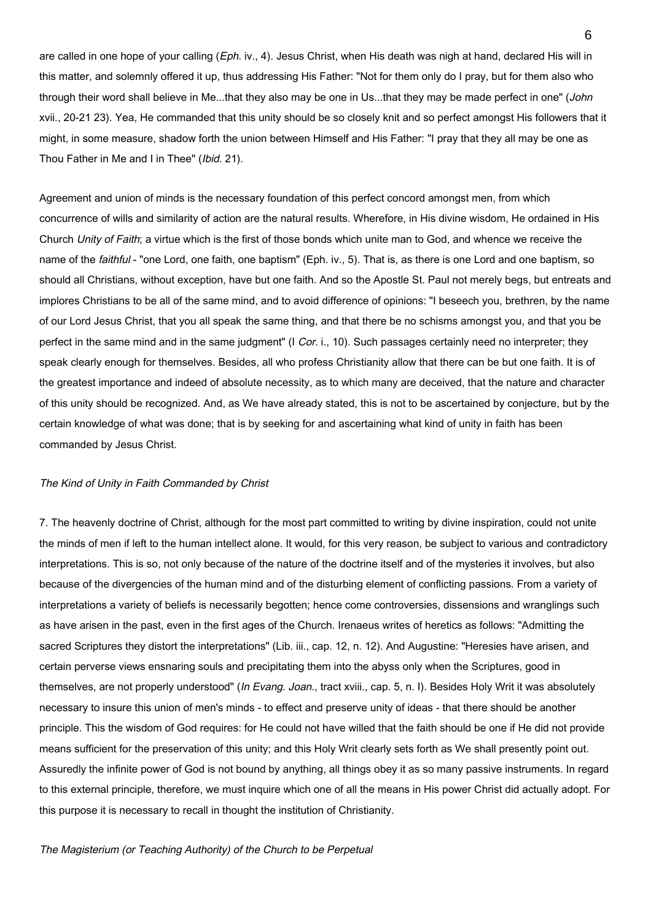are called in one hope of your calling (*Eph*. iv., 4). Jesus Christ, when His death was nigh at hand, declared His will in this matter, and solemnly offered it up, thus addressing His Father: "Not for them only do I pray, but for them also who through their word shall believe in Me...that they also may be one in Us...that they may be made perfect in one" (*John* xvii., 20-21 23). Yea, He commanded that this unity should be so closely knit and so perfect amongst His followers that it might, in some measure, shadow forth the union between Himself and His Father: "I pray that they all may be one as Thou Father in Me and I in Thee" (*Ibid*. 21).

Agreement and union of minds is the necessary foundation of this perfect concord amongst men, from which concurrence of wills and similarity of action are the natural results. Wherefore, in His divine wisdom, He ordained in His Church *Unity of Faith*; a virtue which is the first of those bonds which unite man to God, and whence we receive the name of the *faithful* - "one Lord, one faith, one baptism" (Eph. iv., 5). That is, as there is one Lord and one baptism, so should all Christians, without exception, have but one faith. And so the Apostle St. Paul not merely begs, but entreats and implores Christians to be all of the same mind, and to avoid difference of opinions: "I beseech you, brethren, by the name of our Lord Jesus Christ, that you all speak the same thing, and that there be no schisms amongst you, and that you be perfect in the same mind and in the same judgment" (I *Cor*. i., 10). Such passages certainly need no interpreter; they speak clearly enough for themselves. Besides, all who profess Christianity allow that there can be but one faith. It is of the greatest importance and indeed of absolute necessity, as to which many are deceived, that the nature and character of this unity should be recognized. And, as We have already stated, this is not to be ascertained by conjecture, but by the certain knowledge of what was done; that is by seeking for and ascertaining what kind of unity in faith has been commanded by Jesus Christ.

*The Kind of Unity in Faith Commanded by Christ*

7. The heavenly doctrine of Christ, although for the most part committed to writing by divine inspiration, could not unite the minds of men if left to the human intellect alone. It would, for this very reason, be subject to various and contradictory interpretations. This is so, not only because of the nature of the doctrine itself and of the mysteries it involves, but also because of the divergencies of the human mind and of the disturbing element of conflicting passions. From a variety of interpretations a variety of beliefs is necessarily begotten; hence come controversies, dissensions and wranglings such as have arisen in the past, even in the first ages of the Church. Irenaeus writes of heretics as follows: "Admitting the sacred Scriptures they distort the interpretations" (Lib. iii., cap. 12, n. 12). And Augustine: "Heresies have arisen, and certain perverse views ensnaring souls and precipitating them into the abyss only when the Scriptures, good in themselves, are not properly understood" (*In Evang. Joan*., tract xviii., cap. 5, n. I). Besides Holy Writ it was absolutely necessary to insure this union of men's minds - to effect and preserve unity of ideas - that there should be another principle. This the wisdom of God requires: for He could not have willed that the faith should be one if He did not provide means sufficient for the preservation of this unity; and this Holy Writ clearly sets forth as We shall presently point out. Assuredly the infinite power of God is not bound by anything, all things obey it as so many passive instruments. In regard to this external principle, therefore, we must inquire which one of all the means in His power Christ did actually adopt. For this purpose it is necessary to recall in thought the institution of Christianity.

*The Magisterium (or Teaching Authority) of the Church to be Perpetual*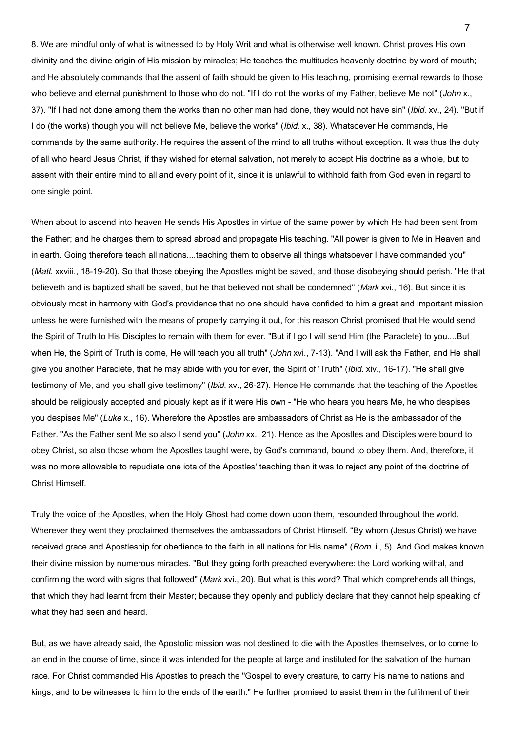8. We are mindful only of what is witnessed to by Holy Writ and what is otherwise well known. Christ proves His own divinity and the divine origin of His mission by miracles; He teaches the multitudes heavenly doctrine by word of mouth; and He absolutely commands that the assent of faith should be given to His teaching, promising eternal rewards to those who believe and eternal punishment to those who do not. "If I do not the works of my Father, believe Me not" (*John* x., 37). "If I had not done among them the works than no other man had done, they would not have sin" (*Ibid.* xv., 24). "But if I do (the works) though you will not believe Me, believe the works" (*Ibid.* x., 38). Whatsoever He commands, He commands by the same authority. He requires the assent of the mind to all truths without exception. It was thus the duty of all who heard Jesus Christ, if they wished for eternal salvation, not merely to accept His doctrine as a whole, but to assent with their entire mind to all and every point of it, since it is unlawful to withhold faith from God even in regard to one single point.

When about to ascend into heaven He sends His Apostles in virtue of the same power by which He had been sent from the Father; and he charges them to spread abroad and propagate His teaching. "All power is given to Me in Heaven and in earth. Going therefore teach all nations....teaching them to observe all things whatsoever I have commanded you" (*Matt.* xxviii., 18-19-20). So that those obeying the Apostles might be saved, and those disobeying should perish. "He that believeth and is baptized shall be saved, but he that believed not shall be condemned" (*Mark* xvi., 16). But since it is obviously most in harmony with God's providence that no one should have confided to him a great and important mission unless he were furnished with the means of properly carrying it out, for this reason Christ promised that He would send the Spirit of Truth to His Disciples to remain with them for ever. "But if I go I will send Him (the Paraclete) to you....But when He, the Spirit of Truth is come, He will teach you all truth" (*John* xvi., 7-13). "And I will ask the Father, and He shall give you another Paraclete, that he may abide with you for ever, the Spirit of 'Truth" (*Ibid.* xiv., 16-17). "He shall give testimony of Me, and you shall give testimony" (*Ibid.* xv., 26-27). Hence He commands that the teaching of the Apostles should be religiously accepted and piously kept as if it were His own - "He who hears you hears Me, he who despises you despises Me" (*Luke* x., 16). Wherefore the Apostles are ambassadors of Christ as He is the ambassador of the Father. "As the Father sent Me so also I send you" (*John* xx., 21). Hence as the Apostles and Disciples were bound to obey Christ, so also those whom the Apostles taught were, by God's command, bound to obey them. And, therefore, it was no more allowable to repudiate one iota of the Apostles' teaching than it was to reject any point of the doctrine of Christ Himself.

Truly the voice of the Apostles, when the Holy Ghost had come down upon them, resounded throughout the world. Wherever they went they proclaimed themselves the ambassadors of Christ Himself. "By whom (Jesus Christ) we have received grace and Apostleship for obedience to the faith in all nations for His name" (*Rom.* i., 5). And God makes known their divine mission by numerous miracles. "But they going forth preached everywhere: the Lord working withal, and confirming the word with signs that followed" (*Mark* xvi., 20). But what is this word? That which comprehends all things, that which they had learnt from their Master; because they openly and publicly declare that they cannot help speaking of what they had seen and heard.

But, as we have already said, the Apostolic mission was not destined to die with the Apostles themselves, or to come to an end in the course of time, since it was intended for the people at large and instituted for the salvation of the human race. For Christ commanded His Apostles to preach the "Gospel to every creature, to carry His name to nations and kings, and to be witnesses to him to the ends of the earth." He further promised to assist them in the fulfilment of their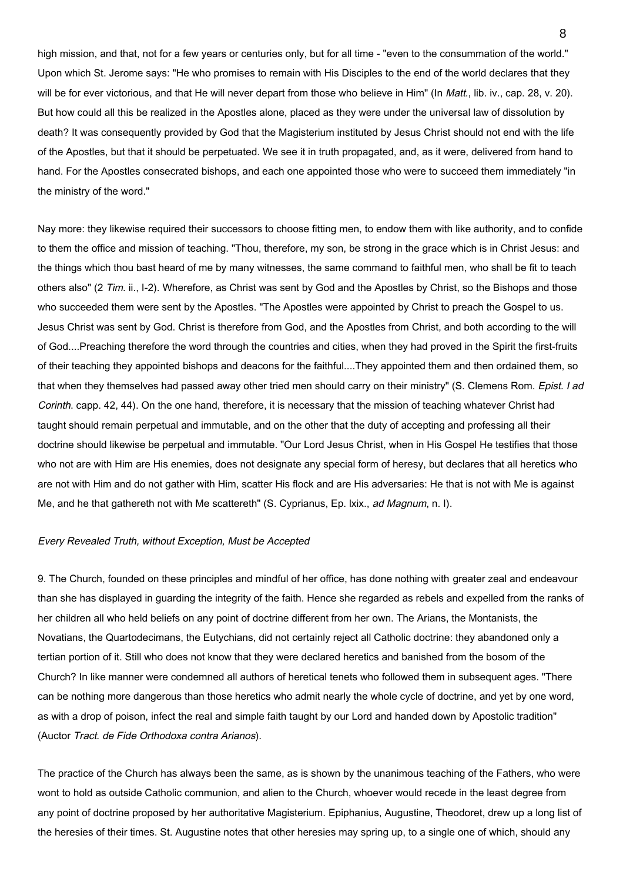high mission, and that, not for a few years or centuries only, but for all time - "even to the consummation of the world." Upon which St. Jerome says: "He who promises to remain with His Disciples to the end of the world declares that they will be for ever victorious, and that He will never depart from those who believe in Him" (In *Matt.*, lib. iv., cap. 28, v. 20). But how could all this be realized in the Apostles alone, placed as they were under the universal law of dissolution by death? It was consequently provided by God that the Magisterium instituted by Jesus Christ should not end with the life of the Apostles, but that it should be perpetuated. We see it in truth propagated, and, as it were, delivered from hand to hand. For the Apostles consecrated bishops, and each one appointed those who were to succeed them immediately "in the ministry of the word."

Nay more: they likewise required their successors to choose fitting men, to endow them with like authority, and to confide to them the office and mission of teaching. "Thou, therefore, my son, be strong in the grace which is in Christ Jesus: and the things which thou bast heard of me by many witnesses, the same command to faithful men, who shall be fit to teach others also" (2 *Tim.* ii., I-2). Wherefore, as Christ was sent by God and the Apostles by Christ, so the Bishops and those who succeeded them were sent by the Apostles. "The Apostles were appointed by Christ to preach the Gospel to us. Jesus Christ was sent by God. Christ is therefore from God, and the Apostles from Christ, and both according to the will of God....Preaching therefore the word through the countries and cities, when they had proved in the Spirit the first-fruits of their teaching they appointed bishops and deacons for the faithful....They appointed them and then ordained them, so that when they themselves had passed away other tried men should carry on their ministry" (S. Clemens Rom. *Epist. I ad Corinth.* capp. 42, 44). On the one hand, therefore, it is necessary that the mission of teaching whatever Christ had taught should remain perpetual and immutable, and on the other that the duty of accepting and professing all their doctrine should likewise be perpetual and immutable. "Our Lord Jesus Christ, when in His Gospel He testifies that those who not are with Him are His enemies, does not designate any special form of heresy, but declares that all heretics who are not with Him and do not gather with Him, scatter His flock and are His adversaries: He that is not with Me is against Me, and he that gathereth not with Me scattereth" (S. Cyprianus, Ep. lxix., *ad Magnum*, n. I).

*Every Revealed Truth, without Exception, Must be Accepted*

9. The Church, founded on these principles and mindful of her office, has done nothing with greater zeal and endeavour than she has displayed in guarding the integrity of the faith. Hence she regarded as rebels and expelled from the ranks of her children all who held beliefs on any point of doctrine different from her own. The Arians, the Montanists, the Novatians, the Quartodecimans, the Eutychians, did not certainly reject all Catholic doctrine: they abandoned only a tertian portion of it. Still who does not know that they were declared heretics and banished from the bosom of the Church? In like manner were condemned all authors of heretical tenets who followed them in subsequent ages. "There can be nothing more dangerous than those heretics who admit nearly the whole cycle of doctrine, and yet by one word, as with a drop of poison, infect the real and simple faith taught by our Lord and handed down by Apostolic tradition" (Auctor *Tract. de Fide Orthodoxa contra Arianos*).

The practice of the Church has always been the same, as is shown by the unanimous teaching of the Fathers, who were wont to hold as outside Catholic communion, and alien to the Church, whoever would recede in the least degree from any point of doctrine proposed by her authoritative Magisterium. Epiphanius, Augustine, Theodoret, drew up a long list of the heresies of their times. St. Augustine notes that other heresies may spring up, to a single one of which, should any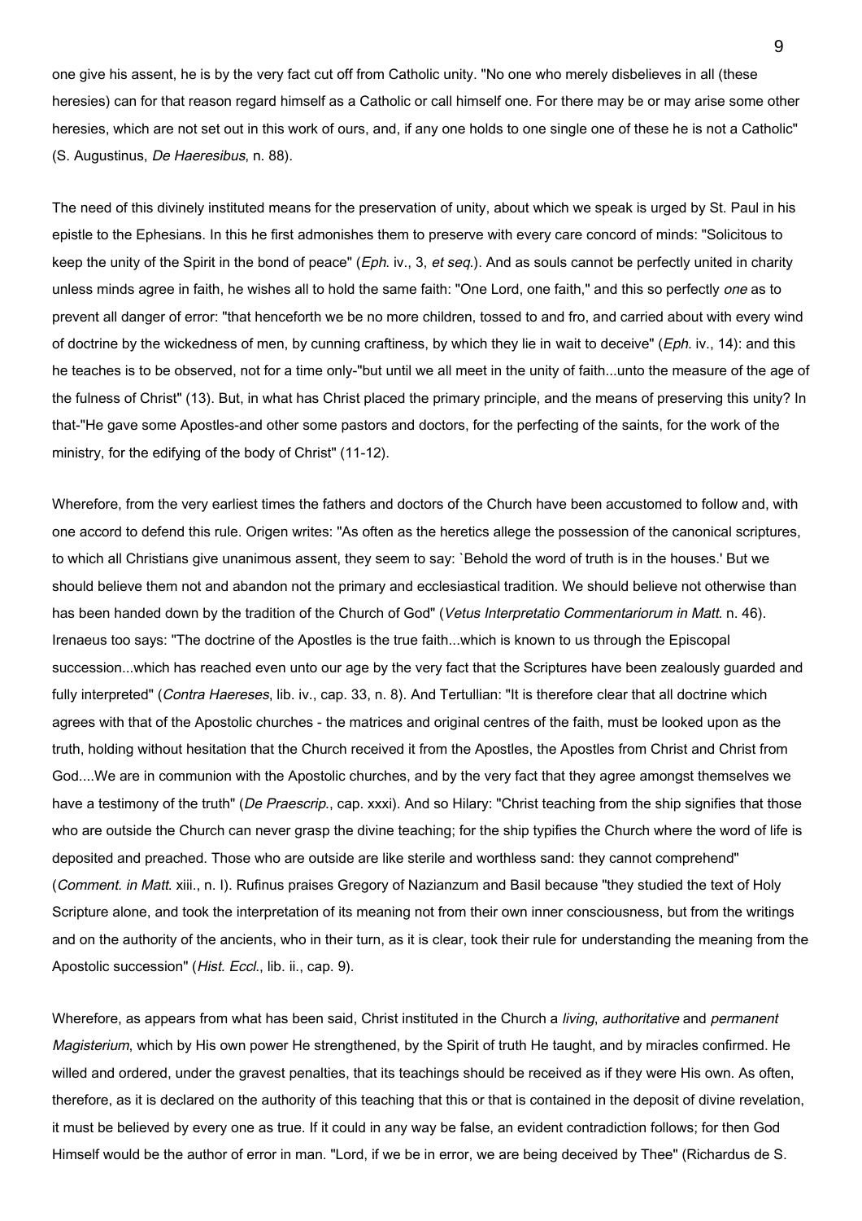one give his assent, he is by the very fact cut off from Catholic unity. "No one who merely disbelieves in all (these heresies) can for that reason regard himself as a Catholic or call himself one. For there may be or may arise some other heresies, which are not set out in this work of ours, and, if any one holds to one single one of these he is not a Catholic" (S. Augustinus, *De Haeresibus*, n. 88).

The need of this divinely instituted means for the preservation of unity, about which we speak is urged by St. Paul in his epistle to the Ephesians. In this he first admonishes them to preserve with every care concord of minds: "Solicitous to keep the unity of the Spirit in the bond of peace" (*Eph.* iv., 3, *et seq.*). And as souls cannot be perfectly united in charity unless minds agree in faith, he wishes all to hold the same faith: "One Lord, one faith," and this so perfectly *one* as to prevent all danger of error: "that henceforth we be no more children, tossed to and fro, and carried about with every wind of doctrine by the wickedness of men, by cunning craftiness, by which they lie in wait to deceive" (*Eph.* iv., 14): and this he teaches is to be observed, not for a time only-"but until we all meet in the unity of faith...unto the measure of the age of the fulness of Christ" (13). But, in what has Christ placed the primary principle, and the means of preserving this unity? In that-"He gave some Apostles-and other some pastors and doctors, for the perfecting of the saints, for the work of the ministry, for the edifying of the body of Christ" (11-12).

Wherefore, from the very earliest times the fathers and doctors of the Church have been accustomed to follow and, with one accord to defend this rule. Origen writes: "As often as the heretics allege the possession of the canonical scriptures, to which all Christians give unanimous assent, they seem to say: `Behold the word of truth is in the houses.' But we should believe them not and abandon not the primary and ecclesiastical tradition. We should believe not otherwise than has been handed down by the tradition of the Church of God" (*Vetus Interpretatio Commentariorum in Matt.* n. 46). Irenaeus too says: "The doctrine of the Apostles is the true faith...which is known to us through the Episcopal succession...which has reached even unto our age by the very fact that the Scriptures have been zealously guarded and fully interpreted" (*Contra Haereses*, lib. iv., cap. 33, n. 8). And Tertullian: "It is therefore clear that all doctrine which agrees with that of the Apostolic churches - the matrices and original centres of the faith, must be looked upon as the truth, holding without hesitation that the Church received it from the Apostles, the Apostles from Christ and Christ from God....We are in communion with the Apostolic churches, and by the very fact that they agree amongst themselves we have a testimony of the truth" (*De Praescrip.*, cap. xxxi). And so Hilary: "Christ teaching from the ship signifies that those who are outside the Church can never grasp the divine teaching; for the ship typifies the Church where the word of life is deposited and preached. Those who are outside are like sterile and worthless sand: they cannot comprehend" (*Comment. in Matt.* xiii., n. I). Rufinus praises Gregory of Nazianzum and Basil because "they studied the text of Holy Scripture alone, and took the interpretation of its meaning not from their own inner consciousness, but from the writings and on the authority of the ancients, who in their turn, as it is clear, took their rule for understanding the meaning from the Apostolic succession" (*Hist. Eccl.*, lib. ii., cap. 9).

Wherefore, as appears from what has been said, Christ instituted in the Church a *living*, *authoritative* and *permanent Magisterium*, which by His own power He strengthened, by the Spirit of truth He taught, and by miracles confirmed. He willed and ordered, under the gravest penalties, that its teachings should be received as if they were His own. As often, therefore, as it is declared on the authority of this teaching that this or that is contained in the deposit of divine revelation, it must be believed by every one as true. If it could in any way be false, an evident contradiction follows; for then God Himself would be the author of error in man. "Lord, if we be in error, we are being deceived by Thee" (Richardus de S.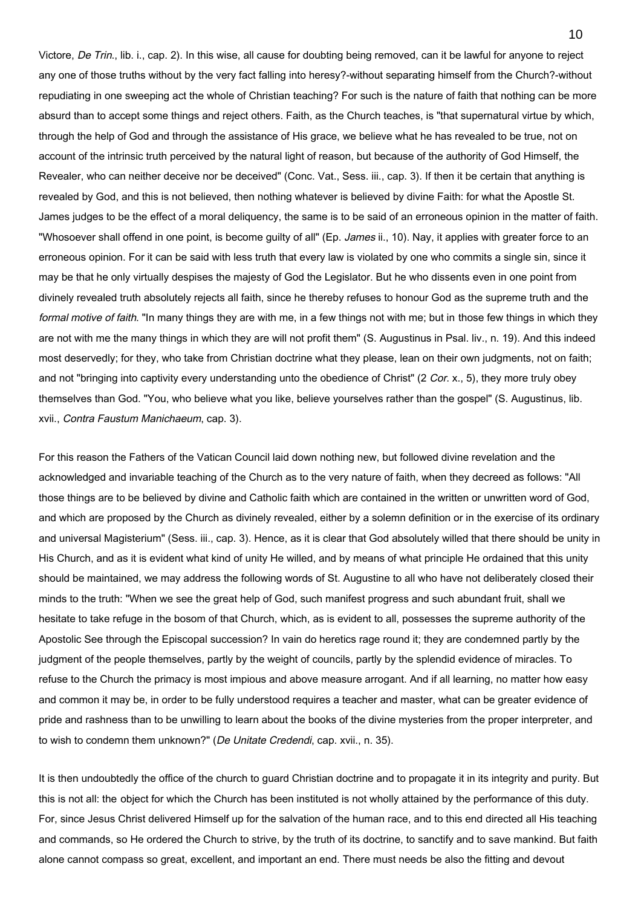Victore, *De Trin.*, lib. i., cap. 2). In this wise, all cause for doubting being removed, can it be lawful for anyone to reject any one of those truths without by the very fact falling into heresy?-without separating himself from the Church?-without repudiating in one sweeping act the whole of Christian teaching? For such is the nature of faith that nothing can be more absurd than to accept some things and reject others. Faith, as the Church teaches, is "that supernatural virtue by which, through the help of God and through the assistance of His grace, we believe what he has revealed to be true, not on account of the intrinsic truth perceived by the natural light of reason, but because of the authority of God Himself, the Revealer, who can neither deceive nor be deceived" (Conc. Vat., Sess. iii., cap. 3). If then it be certain that anything is revealed by God, and this is not believed, then nothing whatever is believed by divine Faith: for what the Apostle St. James judges to be the effect of a moral deliquency, the same is to be said of an erroneous opinion in the matter of faith. "Whosoever shall offend in one point, is become guilty of all" (Ep. *James* ii., 10). Nay, it applies with greater force to an erroneous opinion. For it can be said with less truth that every law is violated by one who commits a single sin, since it may be that he only virtually despises the majesty of God the Legislator. But he who dissents even in one point from divinely revealed truth absolutely rejects all faith, since he thereby refuses to honour God as the supreme truth and the *formal motive of faith*. "In many things they are with me, in a few things not with me; but in those few things in which they are not with me the many things in which they are will not profit them" (S. Augustinus in Psal. liv., n. 19). And this indeed most deservedly; for they, who take from Christian doctrine what they please, lean on their own judgments, not on faith; and not "bringing into captivity every understanding unto the obedience of Christ" (2 *Cor.* x., 5), they more truly obey themselves than God. "You, who believe what you like, believe yourselves rather than the gospel" (S. Augustinus, lib. xvii., *Contra Faustum Manichaeum*, cap. 3).

For this reason the Fathers of the Vatican Council laid down nothing new, but followed divine revelation and the acknowledged and invariable teaching of the Church as to the very nature of faith, when they decreed as follows: "All those things are to be believed by divine and Catholic faith which are contained in the written or unwritten word of God, and which are proposed by the Church as divinely revealed, either by a solemn definition or in the exercise of its ordinary and universal Magisterium" (Sess. iii., cap. 3). Hence, as it is clear that God absolutely willed that there should be unity in His Church, and as it is evident what kind of unity He willed, and by means of what principle He ordained that this unity should be maintained, we may address the following words of St. Augustine to all who have not deliberately closed their minds to the truth: "When we see the great help of God, such manifest progress and such abundant fruit, shall we hesitate to take refuge in the bosom of that Church, which, as is evident to all, possesses the supreme authority of the Apostolic See through the Episcopal succession? In vain do heretics rage round it; they are condemned partly by the judgment of the people themselves, partly by the weight of councils, partly by the splendid evidence of miracles. To refuse to the Church the primacy is most impious and above measure arrogant. And if all learning, no matter how easy and common it may be, in order to be fully understood requires a teacher and master, what can be greater evidence of pride and rashness than to be unwilling to learn about the books of the divine mysteries from the proper interpreter, and to wish to condemn them unknown?" (*De Unitate Credendi*, cap. xvii., n. 35).

It is then undoubtedly the office of the church to guard Christian doctrine and to propagate it in its integrity and purity. But this is not all: the object for which the Church has been instituted is not wholly attained by the performance of this duty. For, since Jesus Christ delivered Himself up for the salvation of the human race, and to this end directed all His teaching and commands, so He ordered the Church to strive, by the truth of its doctrine, to sanctify and to save mankind. But faith alone cannot compass so great, excellent, and important an end. There must needs be also the fitting and devout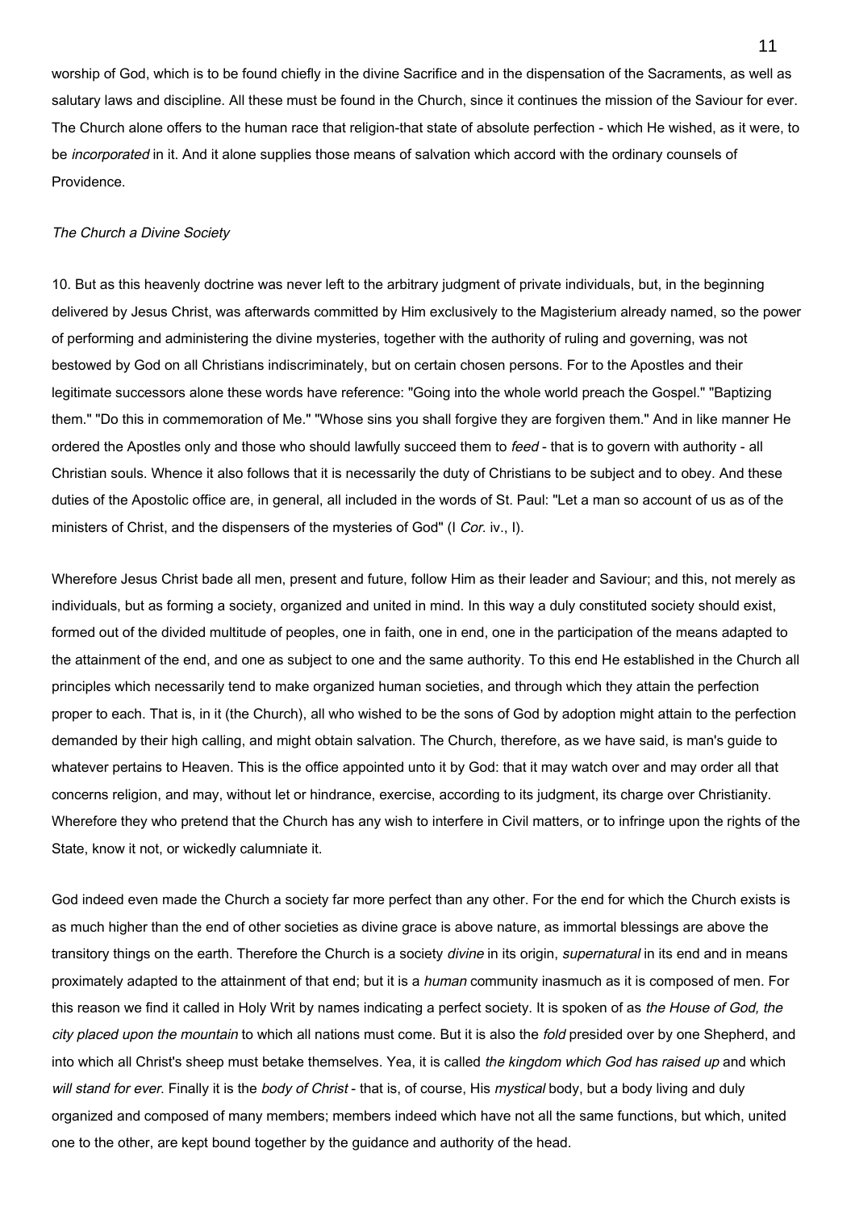worship of God, which is to be found chiefly in the divine Sacrifice and in the dispensation of the Sacraments, as well as salutary laws and discipline. All these must be found in the Church, since it continues the mission of the Saviour for ever. The Church alone offers to the human race that religion-that state of absolute perfection - which He wished, as it were, to be *incorporated* in it. And it alone supplies those means of salvation which accord with the ordinary counsels of Providence.

*The Church a Divine Society*

10. But as this heavenly doctrine was never left to the arbitrary judgment of private individuals, but, in the beginning delivered by Jesus Christ, was afterwards committed by Him exclusively to the Magisterium already named, so the power of performing and administering the divine mysteries, together with the authority of ruling and governing, was not bestowed by God on all Christians indiscriminately, but on certain chosen persons. For to the Apostles and their legitimate successors alone these words have reference: "Going into the whole world preach the Gospel." "Baptizing them." "Do this in commemoration of Me." "Whose sins you shall forgive they are forgiven them." And in like manner He ordered the Apostles only and those who should lawfully succeed them to *feed* - that is to govern with authority - all Christian souls. Whence it also follows that it is necessarily the duty of Christians to be subject and to obey. And these duties of the Apostolic office are, in general, all included in the words of St. Paul: "Let a man so account of us as of the ministers of Christ, and the dispensers of the mysteries of God" (I *Cor.* iv., I).

Wherefore Jesus Christ bade all men, present and future, follow Him as their leader and Saviour; and this, not merely as individuals, but as forming a society, organized and united in mind. In this way a duly constituted society should exist, formed out of the divided multitude of peoples, one in faith, one in end, one in the participation of the means adapted to the attainment of the end, and one as subject to one and the same authority. To this end He established in the Church all principles which necessarily tend to make organized human societies, and through which they attain the perfection proper to each. That is, in it (the Church), all who wished to be the sons of God by adoption might attain to the perfection demanded by their high calling, and might obtain salvation. The Church, therefore, as we have said, is man's guide to whatever pertains to Heaven. This is the office appointed unto it by God: that it may watch over and may order all that concerns religion, and may, without let or hindrance, exercise, according to its judgment, its charge over Christianity. Wherefore they who pretend that the Church has any wish to interfere in Civil matters, or to infringe upon the rights of the State, know it not, or wickedly calumniate it.

God indeed even made the Church a society far more perfect than any other. For the end for which the Church exists is as much higher than the end of other societies as divine grace is above nature, as immortal blessings are above the transitory things on the earth. Therefore the Church is a society *divine* in its origin, *supernatural* in its end and in means proximately adapted to the attainment of that end; but it is a *human* community inasmuch as it is composed of men. For this reason we find it called in Holy Writ by names indicating a perfect society. It is spoken of as *the House of God, the city placed upon the mountain* to which all nations must come. But it is also the *fold* presided over by one Shepherd, and into which all Christ's sheep must betake themselves. Yea, it is called *the kingdom which God has raised up* and which *will stand for ever*. Finally it is the *body of Christ* - that is, of course, His *mystical* body, but a body living and duly organized and composed of many members; members indeed which have not all the same functions, but which, united one to the other, are kept bound together by the guidance and authority of the head.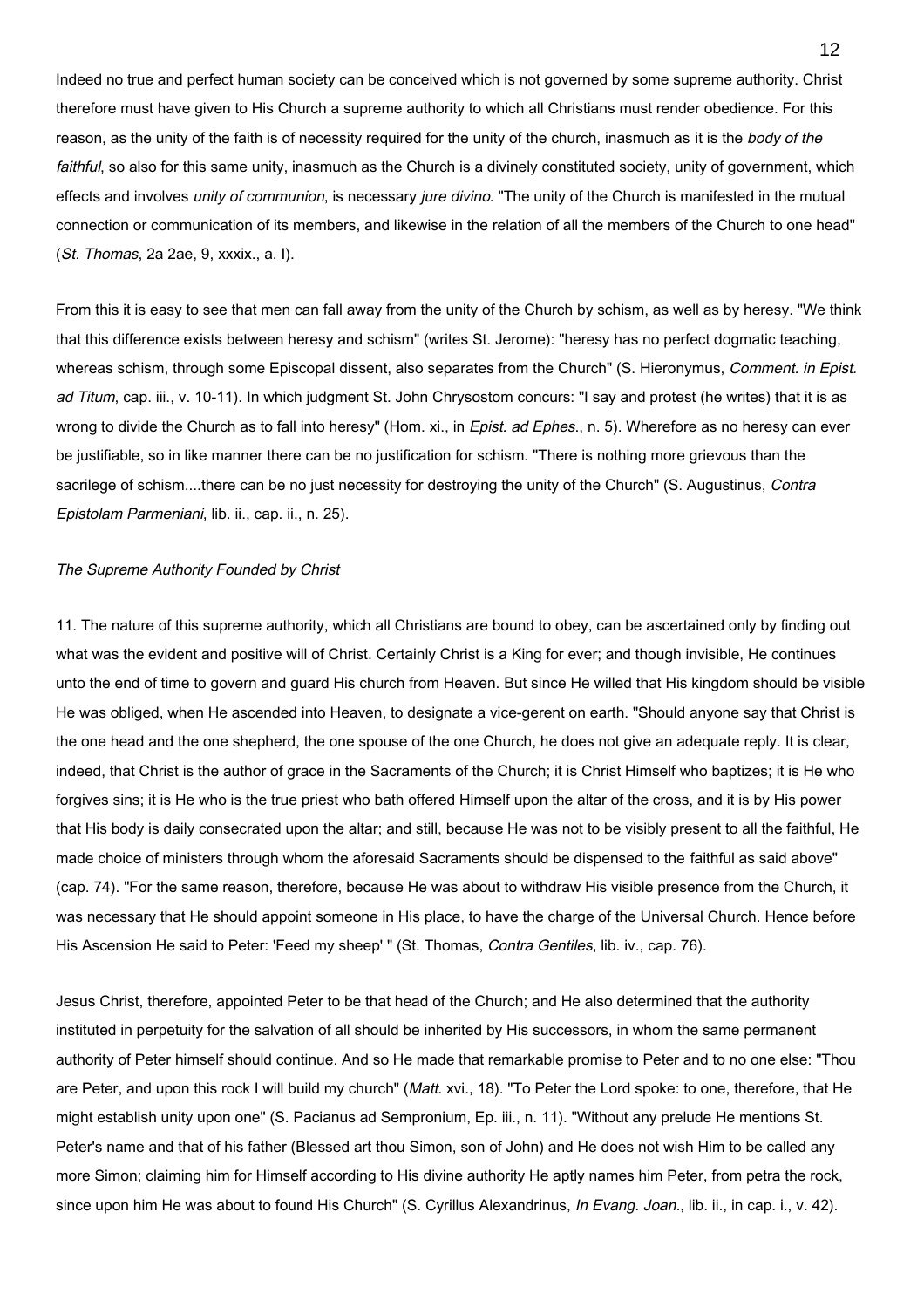Indeed no true and perfect human society can be conceived which is not governed by some supreme authority. Christ therefore must have given to His Church a supreme authority to which all Christians must render obedience. For this reason, as the unity of the faith is of necessity required for the unity of the church, inasmuch as it is the *body of the faithful*, so also for this same unity, inasmuch as the Church is a divinely constituted society, unity of government, which effects and involves *unity of communion*, is necessary *jure divino*. "The unity of the Church is manifested in the mutual connection or communication of its members, and likewise in the relation of all the members of the Church to one head" (*St. Thomas*, 2a 2ae, 9, xxxix., a. l).

From this it is easy to see that men can fall away from the unity of the Church by schism, as well as by heresy. "We think that this difference exists between heresy and schism" (writes St. Jerome): "heresy has no perfect dogmatic teaching, whereas schism, through some Episcopal dissent, also separates from the Church" (S. Hieronymus, *Comment. in Epist. ad Titum*, cap. iii., v. 10-11). In which judgment St. John Chrysostom concurs: "I say and protest (he writes) that it is as wrong to divide the Church as to fall into heresy" (Hom. xi., in *Epist. ad Ephes.*, n. 5). Wherefore as no heresy can ever be justifiable, so in like manner there can be no justification for schism. "There is nothing more grievous than the sacrilege of schism....there can be no just necessity for destroying the unity of the Church" (S. Augustinus, *Contra Epistolam Parmeniani*, lib. ii., cap. ii., n. 25).

### *The Supreme Authority Founded by Christ*

11. The nature of this supreme authority, which all Christians are bound to obey, can be ascertained only by finding out what was the evident and positive will of Christ. Certainly Christ is a King for ever; and though invisible, He continues unto the end of time to govern and guard His church from Heaven. But since He willed that His kingdom should be visible He was obliged, when He ascended into Heaven, to designate a vice-gerent on earth. "Should anyone say that Christ is the one head and the one shepherd, the one spouse of the one Church, he does not give an adequate reply. It is clear, indeed, that Christ is the author of grace in the Sacraments of the Church; it is Christ Himself who baptizes; it is He who forgives sins; it is He who is the true priest who bath offered Himself upon the altar of the cross, and it is by His power that His body is daily consecrated upon the altar; and still, because He was not to be visibly present to all the faithful, He made choice of ministers through whom the aforesaid Sacraments should be dispensed to the faithful as said above" (cap. 74). "For the same reason, therefore, because He was about to withdraw His visible presence from the Church, it was necessary that He should appoint someone in His place, to have the charge of the Universal Church. Hence before His Ascension He said to Peter: 'Feed my sheep' " (St. Thomas, *Contra Gentiles*, lib. iv., cap. 76).

Jesus Christ, therefore, appointed Peter to be that head of the Church; and He also determined that the authority instituted in perpetuity for the salvation of all should be inherited by His successors, in whom the same permanent authority of Peter himself should continue. And so He made that remarkable promise to Peter and to no one else: "Thou are Peter, and upon this rock I will build my church" (*Matt.* xvi., 18). "To Peter the Lord spoke: to one, therefore, that He might establish unity upon one" (S. Pacianus ad Sempronium, Ep. iii., n. 11). "Without any prelude He mentions St. Peter's name and that of his father (Blessed art thou Simon, son of John) and He does not wish Him to be called any more Simon; claiming him for Himself according to His divine authority He aptly names him Peter, from petra the rock, since upon him He was about to found His Church" (S. Cyrillus Alexandrinus, *In Evang. Joan.*, lib. ii., in cap. i., v. 42).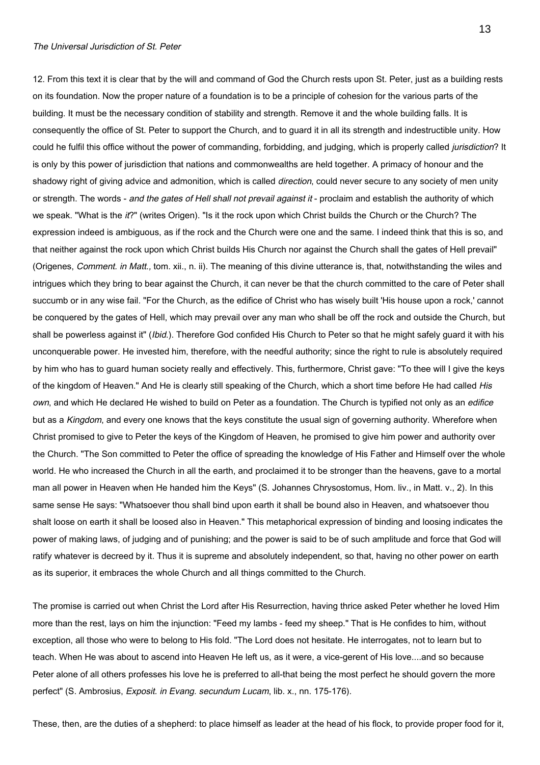*The Universal Jurisdiction of St. Peter*

12. From this text it is clear that by the will and command of God the Church rests upon St. Peter, just as a building rests on its foundation. Now the proper nature of a foundation is to be a principle of cohesion for the various parts of the building. It must be the necessary condition of stability and strength. Remove it and the whole building falls. It is consequently the office of St. Peter to support the Church, and to guard it in all its strength and indestructible unity. How could he fulfil this office without the power of commanding, forbidding, and judging, which is properly called *jurisdiction*? It is only by this power of jurisdiction that nations and commonwealths are held together. A primacy of honour and the shadowy right of giving advice and admonition, which is called *direction*, could never secure to any society of men unity or strength. The words - *and the gates of Hell shall not prevail against it* - proclaim and establish the authority of which we speak. "What is the *it*?" (writes Origen). "Is it the rock upon which Christ builds the Church or the Church? The expression indeed is ambiguous, as if the rock and the Church were one and the same. I indeed think that this is so, and that neither against the rock upon which Christ builds His Church nor against the Church shall the gates of Hell prevail" (Origenes, *Comment. in Matt.,* tom. xii., n. ii). The meaning of this divine utterance is, that, notwithstanding the wiles and intrigues which they bring to bear against the Church, it can never be that the church committed to the care of Peter shall succumb or in any wise fail. "For the Church, as the edifice of Christ who has wisely built 'His house upon a rock,' cannot be conquered by the gates of Hell, which may prevail over any man who shall be off the rock and outside the Church, but shall be powerless against it" (*Ibid.*). Therefore God confided His Church to Peter so that he might safely guard it with his unconquerable power. He invested him, therefore, with the needful authority; since the right to rule is absolutely required by him who has to guard human society really and effectively. This, furthermore, Christ gave: "To thee will I give the keys of the kingdom of Heaven." And He is clearly still speaking of the Church, which a short time before He had called *His own*, and which He declared He wished to build on Peter as a foundation. The Church is typified not only as an *edifice* but as a *Kingdom*, and every one knows that the keys constitute the usual sign of governing authority. Wherefore when Christ promised to give to Peter the keys of the Kingdom of Heaven, he promised to give him power and authority over the Church. "The Son committed to Peter the office of spreading the knowledge of His Father and Himself over the whole world. He who increased the Church in all the earth, and proclaimed it to be stronger than the heavens, gave to a mortal man all power in Heaven when He handed him the Keys" (S. Johannes Chrysostomus, Hom. liv., in Matt. v., 2). In this same sense He says: "Whatsoever thou shall bind upon earth it shall be bound also in Heaven, and whatsoever thou shalt loose on earth it shall be loosed also in Heaven." This metaphorical expression of binding and loosing indicates the power of making laws, of judging and of punishing; and the power is said to be of such amplitude and force that God will ratify whatever is decreed by it. Thus it is supreme and absolutely independent, so that, having no other power on earth as its superior, it embraces the whole Church and all things committed to the Church.

The promise is carried out when Christ the Lord after His Resurrection, having thrice asked Peter whether he loved Him more than the rest, lays on him the injunction: "Feed my lambs - feed my sheep." That is He confides to him, without exception, all those who were to belong to His fold. "The Lord does not hesitate. He interrogates, not to learn but to teach. When He was about to ascend into Heaven He left us, as it were, a vice-gerent of His love....and so because Peter alone of all others professes his love he is preferred to all-that being the most perfect he should govern the more perfect" (S. Ambrosius, *Exposit. in Evang. secundum Lucam*, lib. x., nn. 175-176).

These, then, are the duties of a shepherd: to place himself as leader at the head of his flock, to provide proper food for it,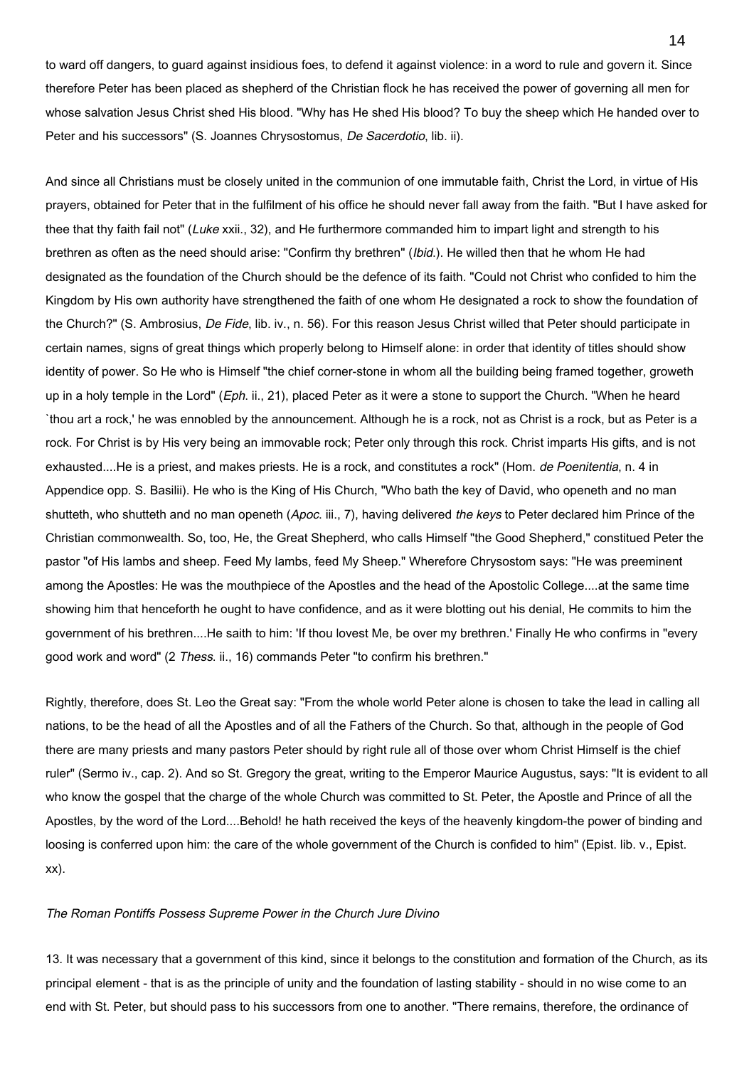to ward off dangers, to guard against insidious foes, to defend it against violence: in a word to rule and govern it. Since therefore Peter has been placed as shepherd of the Christian flock he has received the power of governing all men for whose salvation Jesus Christ shed His blood. "Why has He shed His blood? To buy the sheep which He handed over to Peter and his successors" (S. Joannes Chrysostomus, *De Sacerdotio*, lib. ii).

And since all Christians must be closely united in the communion of one immutable faith, Christ the Lord, in virtue of His prayers, obtained for Peter that in the fulfilment of his office he should never fall away from the faith. "But I have asked for thee that thy faith fail not" (*Luke* xxii., 32), and He furthermore commanded him to impart light and strength to his brethren as often as the need should arise: "Confirm thy brethren" (*Ibid.*). He willed then that he whom He had designated as the foundation of the Church should be the defence of its faith. "Could not Christ who confided to him the Kingdom by His own authority have strengthened the faith of one whom He designated a rock to show the foundation of the Church?" (S. Ambrosius, *De Fide*, lib. iv., n. 56). For this reason Jesus Christ willed that Peter should participate in certain names, signs of great things which properly belong to Himself alone: in order that identity of titles should show identity of power. So He who is Himself "the chief corner-stone in whom all the building being framed together, groweth up in a holy temple in the Lord" (*Eph.* ii., 21), placed Peter as it were a stone to support the Church. "When he heard `thou art a rock,' he was ennobled by the announcement. Although he is a rock, not as Christ is a rock, but as Peter is a rock. For Christ is by His very being an immovable rock; Peter only through this rock. Christ imparts His gifts, and is not exhausted....He is a priest, and makes priests. He is a rock, and constitutes a rock" (Hom. *de Poenitentia*, n. 4 in Appendice opp. S. Basilii). He who is the King of His Church, "Who bath the key of David, who openeth and no man shutteth, who shutteth and no man openeth (*Apoc.* iii., 7), having delivered *the keys* to Peter declared him Prince of the Christian commonwealth. So, too, He, the Great Shepherd, who calls Himself "the Good Shepherd," constitued Peter the pastor "of His lambs and sheep. Feed My lambs, feed My Sheep." Wherefore Chrysostom says: "He was preeminent among the Apostles: He was the mouthpiece of the Apostles and the head of the Apostolic College....at the same time showing him that henceforth he ought to have confidence, and as it were blotting out his denial, He commits to him the government of his brethren....He saith to him: 'If thou lovest Me, be over my brethren.' Finally He who confirms in "every good work and word" (2 *Thess.* ii., 16) commands Peter "to confirm his brethren."

Rightly, therefore, does St. Leo the Great say: "From the whole world Peter alone is chosen to take the lead in calling all nations, to be the head of all the Apostles and of all the Fathers of the Church. So that, although in the people of God there are many priests and many pastors Peter should by right rule all of those over whom Christ Himself is the chief ruler" (Sermo iv., cap. 2). And so St. Gregory the great, writing to the Emperor Maurice Augustus, says: "It is evident to all who know the gospel that the charge of the whole Church was committed to St. Peter, the Apostle and Prince of all the Apostles, by the word of the Lord....Behold! he hath received the keys of the heavenly kingdom-the power of binding and loosing is conferred upon him: the care of the whole government of the Church is confided to him" (Epist. lib. v., Epist. xx).

*The Roman Pontiffs Possess Supreme Power in the Church Jure Divino*

13. It was necessary that a government of this kind, since it belongs to the constitution and formation of the Church, as its principal element - that is as the principle of unity and the foundation of lasting stability - should in no wise come to an end with St. Peter, but should pass to his successors from one to another. "There remains, therefore, the ordinance of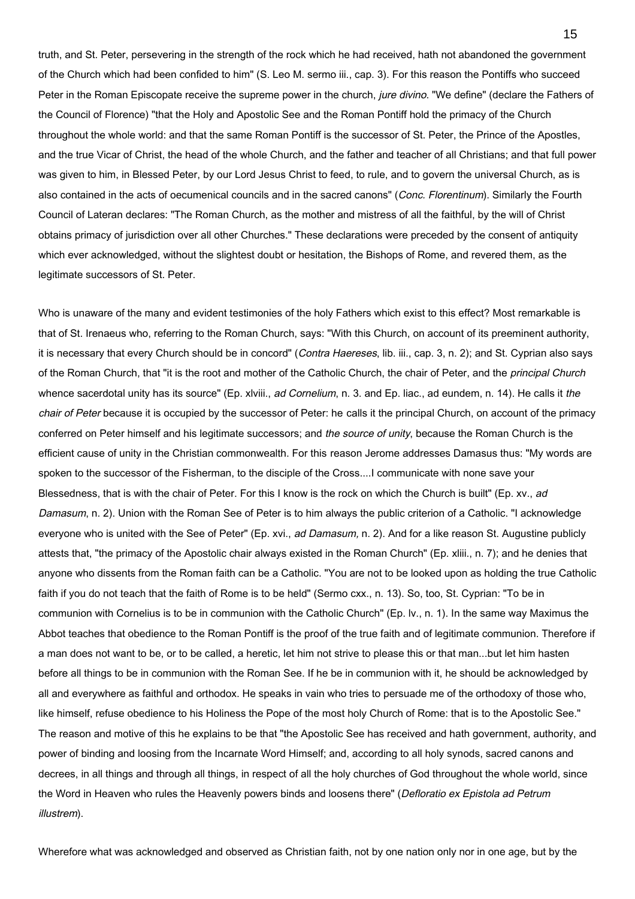truth, and St. Peter, persevering in the strength of the rock which he had received, hath not abandoned the government of the Church which had been confided to him" (S. Leo M. sermo iii., cap. 3). For this reason the Pontiffs who succeed Peter in the Roman Episcopate receive the supreme power in the church, *jure divino.* "We define" (declare the Fathers of the Council of Florence) "that the Holy and Apostolic See and the Roman Pontiff hold the primacy of the Church throughout the whole world: and that the same Roman Pontiff is the successor of St. Peter, the Prince of the Apostles, and the true Vicar of Christ, the head of the whole Church, and the father and teacher of all Christians; and that full power was given to him, in Blessed Peter, by our Lord Jesus Christ to feed, to rule, and to govern the universal Church, as is also contained in the acts of oecumenical councils and in the sacred canons" (*Conc. Florentinum*). Similarly the Fourth Council of Lateran declares: "The Roman Church, as the mother and mistress of all the faithful, by the will of Christ obtains primacy of jurisdiction over all other Churches." These declarations were preceded by the consent of antiquity which ever acknowledged, without the slightest doubt or hesitation, the Bishops of Rome, and revered them, as the legitimate successors of St. Peter.

Who is unaware of the many and evident testimonies of the holy Fathers which exist to this effect? Most remarkable is that of St. Irenaeus who, referring to the Roman Church, says: "With this Church, on account of its preeminent authority, it is necessary that every Church should be in concord" (*Contra Haereses*, lib. iii., cap. 3, n. 2); and St. Cyprian also says of the Roman Church, that "it is the root and mother of the Catholic Church, the chair of Peter, and the *principal Church* whence sacerdotal unity has its source" (Ep. xlviii., *ad Cornelium*, n. 3. and Ep. liac., ad eundem, n. 14). He calls it *the chair of Peter* because it is occupied by the successor of Peter: he calls it the principal Church, on account of the primacy conferred on Peter himself and his legitimate successors; and *the source of unity*, because the Roman Church is the efficient cause of unity in the Christian commonwealth. For this reason Jerome addresses Damasus thus: "My words are spoken to the successor of the Fisherman, to the disciple of the Cross....I communicate with none save your Blessedness, that is with the chair of Peter. For this I know is the rock on which the Church is built" (Ep. xv., *ad Damasum*, n. 2). Union with the Roman See of Peter is to him always the public criterion of a Catholic. "I acknowledge everyone who is united with the See of Peter" (Ep. xvi., *ad Damasum,* n. 2). And for a like reason St. Augustine publicly attests that, "the primacy of the Apostolic chair always existed in the Roman Church" (Ep. xliii., n. 7); and he denies that anyone who dissents from the Roman faith can be a Catholic. "You are not to be looked upon as holding the true Catholic faith if you do not teach that the faith of Rome is to be held" (Sermo cxx., n. 13). So, too, St. Cyprian: "To be in communion with Cornelius is to be in communion with the Catholic Church" (Ep. lv., n. 1). In the same way Maximus the Abbot teaches that obedience to the Roman Pontiff is the proof of the true faith and of legitimate communion. Therefore if a man does not want to be, or to be called, a heretic, let him not strive to please this or that man...but let him hasten before all things to be in communion with the Roman See. If he be in communion with it, he should be acknowledged by all and everywhere as faithful and orthodox. He speaks in vain who tries to persuade me of the orthodoxy of those who, like himself, refuse obedience to his Holiness the Pope of the most holy Church of Rome: that is to the Apostolic See." The reason and motive of this he explains to be that "the Apostolic See has received and hath government, authority, and power of binding and loosing from the Incarnate Word Himself; and, according to all holy synods, sacred canons and decrees, in all things and through all things, in respect of all the holy churches of God throughout the whole world, since the Word in Heaven who rules the Heavenly powers binds and loosens there" (*Defloratio ex Epistola ad Petrum illustrem*).

Wherefore what was acknowledged and observed as Christian faith, not by one nation only nor in one age, but by the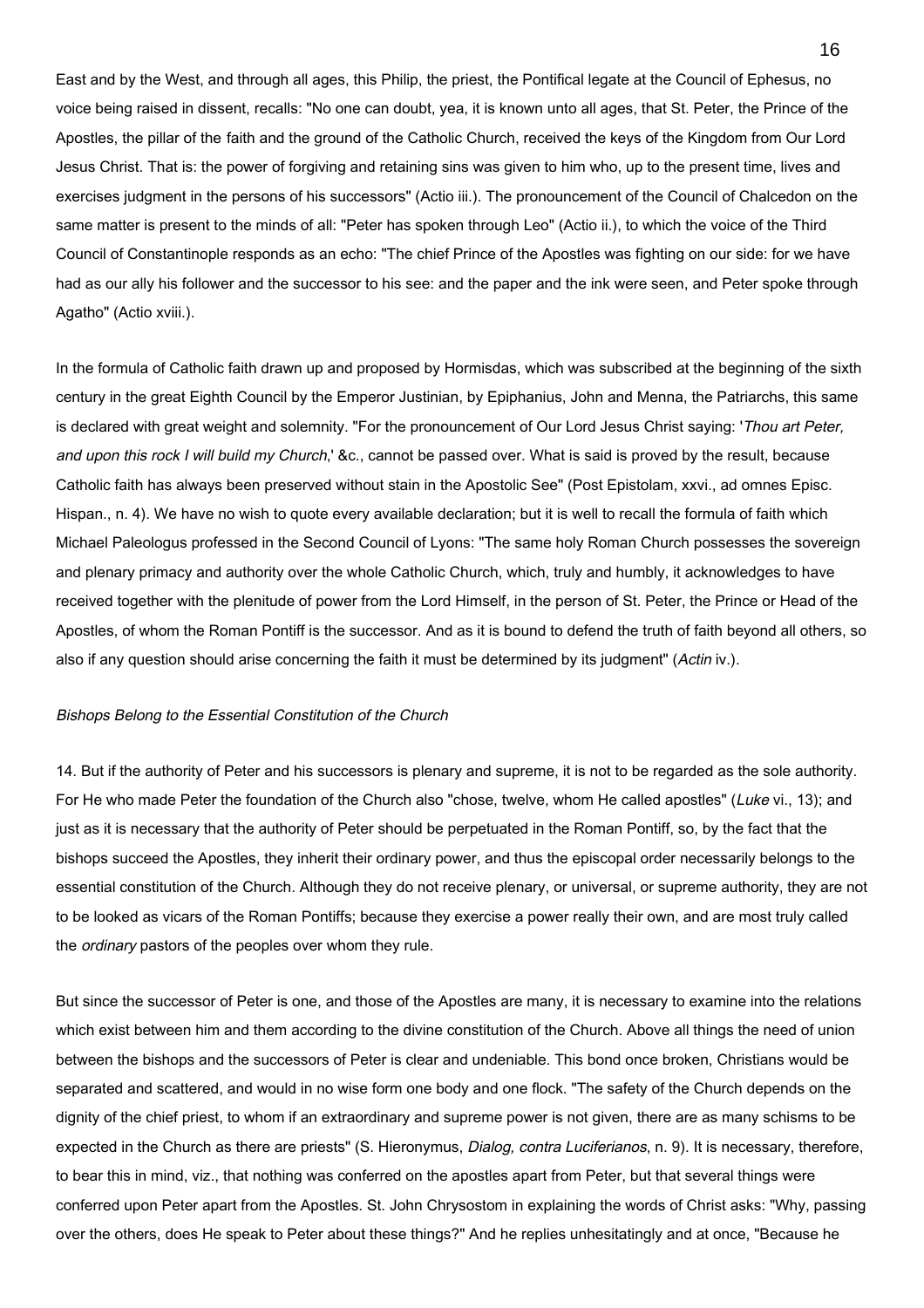East and by the West, and through all ages, this Philip, the priest, the Pontifical legate at the Council of Ephesus, no voice being raised in dissent, recalls: "No one can doubt, yea, it is known unto all ages, that St. Peter, the Prince of the Apostles, the pillar of the faith and the ground of the Catholic Church, received the keys of the Kingdom from Our Lord Jesus Christ. That is: the power of forgiving and retaining sins was given to him who, up to the present time, lives and exercises judgment in the persons of his successors" (Actio iii.). The pronouncement of the Council of Chalcedon on the same matter is present to the minds of all: "Peter has spoken through Leo" (Actio ii.), to which the voice of the Third Council of Constantinople responds as an echo: "The chief Prince of the Apostles was fighting on our side: for we have had as our ally his follower and the successor to his see: and the paper and the ink were seen, and Peter spoke through Agatho" (Actio xviii.).

In the formula of Catholic faith drawn up and proposed by Hormisdas, which was subscribed at the beginning of the sixth century in the great Eighth Council by the Emperor Justinian, by Epiphanius, John and Menna, the Patriarchs, this same is declared with great weight and solemnity. "For the pronouncement of Our Lord Jesus Christ saying: '*Thou art Peter, and upon this rock I will build my Church*,' &c., cannot be passed over. What is said is proved by the result, because Catholic faith has always been preserved without stain in the Apostolic See" (Post Epistolam, xxvi., ad omnes Episc. Hispan., n. 4). We have no wish to quote every available declaration; but it is well to recall the formula of faith which Michael Paleologus professed in the Second Council of Lyons: "The same holy Roman Church possesses the sovereign and plenary primacy and authority over the whole Catholic Church, which, truly and humbly, it acknowledges to have received together with the plenitude of power from the Lord Himself, in the person of St. Peter, the Prince or Head of the Apostles, of whom the Roman Pontiff is the successor. And as it is bound to defend the truth of faith beyond all others, so also if any question should arise concerning the faith it must be determined by its judgment" (*Actin* iv.).

### *Bishops Belong to the Essential Constitution of the Church*

14. But if the authority of Peter and his successors is plenary and supreme, it is not to be regarded as the sole authority. For He who made Peter the foundation of the Church also "chose, twelve, whom He called apostles" (*Luke* vi., 13); and just as it is necessary that the authority of Peter should be perpetuated in the Roman Pontiff, so, by the fact that the bishops succeed the Apostles, they inherit their ordinary power, and thus the episcopal order necessarily belongs to the essential constitution of the Church. Although they do not receive plenary, or universal, or supreme authority, they are not to be looked as vicars of the Roman Pontiffs; because they exercise a power really their own, and are most truly called the *ordinary* pastors of the peoples over whom they rule.

But since the successor of Peter is one, and those of the Apostles are many, it is necessary to examine into the relations which exist between him and them according to the divine constitution of the Church. Above all things the need of union between the bishops and the successors of Peter is clear and undeniable. This bond once broken, Christians would be separated and scattered, and would in no wise form one body and one flock. "The safety of the Church depends on the dignity of the chief priest, to whom if an extraordinary and supreme power is not given, there are as many schisms to be expected in the Church as there are priests" (S. Hieronymus, *Dialog, contra Luciferianos*, n. 9). It is necessary, therefore, to bear this in mind, viz., that nothing was conferred on the apostles apart from Peter, but that several things were conferred upon Peter apart from the Apostles. St. John Chrysostom in explaining the words of Christ asks: "Why, passing over the others, does He speak to Peter about these things?" And he replies unhesitatingly and at once, "Because he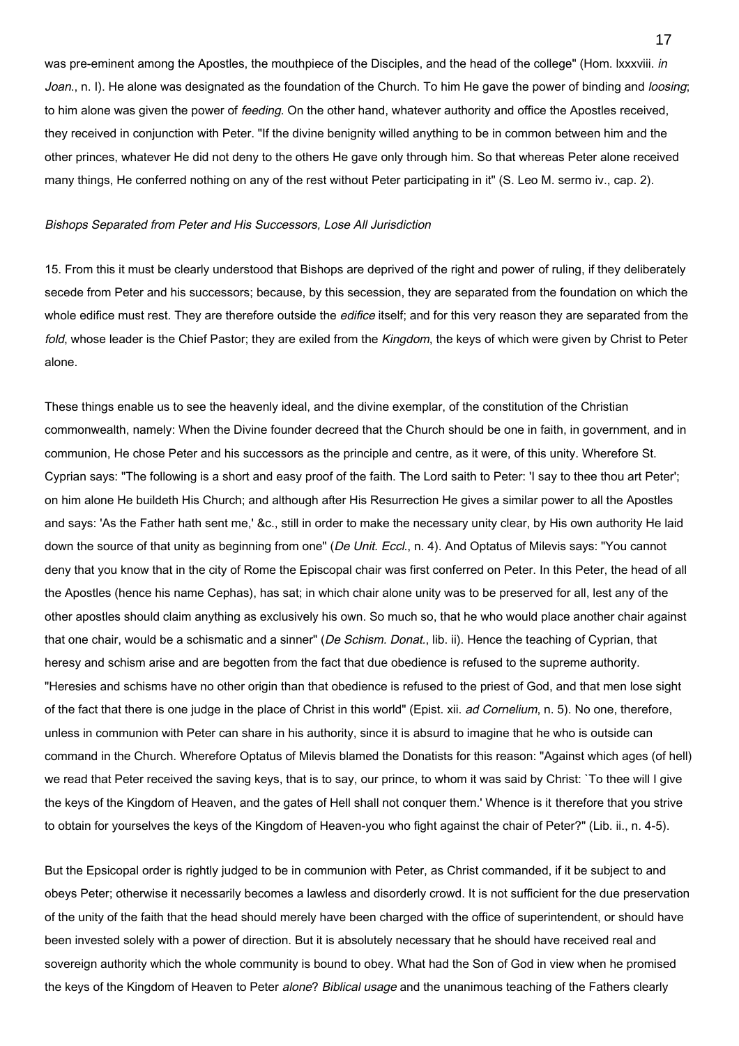was pre-eminent among the Apostles, the mouthpiece of the Disciples, and the head of the college" (Hom. lxxxviii. *in Joan.*, n. I). He alone was designated as the foundation of the Church. To him He gave the power of binding and *loosing*; to him alone was given the power of *feeding*. On the other hand, whatever authority and office the Apostles received, they received in conjunction with Peter. "If the divine benignity willed anything to be in common between him and the other princes, whatever He did not deny to the others He gave only through him. So that whereas Peter alone received many things, He conferred nothing on any of the rest without Peter participating in it" (S. Leo M. sermo iv., cap. 2).

*Bishops Separated from Peter and His Successors, Lose All Jurisdiction*

15. From this it must be clearly understood that Bishops are deprived of the right and power of ruling, if they deliberately secede from Peter and his successors; because, by this secession, they are separated from the foundation on which the whole edifice must rest. They are therefore outside the *edifice* itself; and for this very reason they are separated from the *fold*, whose leader is the Chief Pastor; they are exiled from the *Kingdom*, the keys of which were given by Christ to Peter alone.

These things enable us to see the heavenly ideal, and the divine exemplar, of the constitution of the Christian commonwealth, namely: When the Divine founder decreed that the Church should be one in faith, in government, and in communion, He chose Peter and his successors as the principle and centre, as it were, of this unity. Wherefore St. Cyprian says: "The following is a short and easy proof of the faith. The Lord saith to Peter: 'I say to thee thou art Peter'; on him alone He buildeth His Church; and although after His Resurrection He gives a similar power to all the Apostles and says: 'As the Father hath sent me,' &c., still in order to make the necessary unity clear, by His own authority He laid down the source of that unity as beginning from one" (*De Unit. Eccl.*, n. 4). And Optatus of Milevis says: "You cannot deny that you know that in the city of Rome the Episcopal chair was first conferred on Peter. In this Peter, the head of all the Apostles (hence his name Cephas), has sat; in which chair alone unity was to be preserved for all, lest any of the other apostles should claim anything as exclusively his own. So much so, that he who would place another chair against that one chair, would be a schismatic and a sinner" (*De Schism. Donat.*, lib. ii). Hence the teaching of Cyprian, that heresy and schism arise and are begotten from the fact that due obedience is refused to the supreme authority. "Heresies and schisms have no other origin than that obedience is refused to the priest of God, and that men lose sight of the fact that there is one judge in the place of Christ in this world" (Epist. xii. *ad Cornelium*, n. 5). No one, therefore, unless in communion with Peter can share in his authority, since it is absurd to imagine that he who is outside can command in the Church. Wherefore Optatus of Milevis blamed the Donatists for this reason: "Against which ages (of hell) we read that Peter received the saving keys, that is to say, our prince, to whom it was said by Christ: `To thee will I give the keys of the Kingdom of Heaven, and the gates of Hell shall not conquer them.' Whence is it therefore that you strive to obtain for yourselves the keys of the Kingdom of Heaven-you who fight against the chair of Peter?" (Lib. ii., n. 4-5).

But the Epsicopal order is rightly judged to be in communion with Peter, as Christ commanded, if it be subject to and obeys Peter; otherwise it necessarily becomes a lawless and disorderly crowd. It is not sufficient for the due preservation of the unity of the faith that the head should merely have been charged with the office of superintendent, or should have been invested solely with a power of direction. But it is absolutely necessary that he should have received real and sovereign authority which the whole community is bound to obey. What had the Son of God in view when he promised the keys of the Kingdom of Heaven to Peter *alone*? *Biblical usage* and the unanimous teaching of the Fathers clearly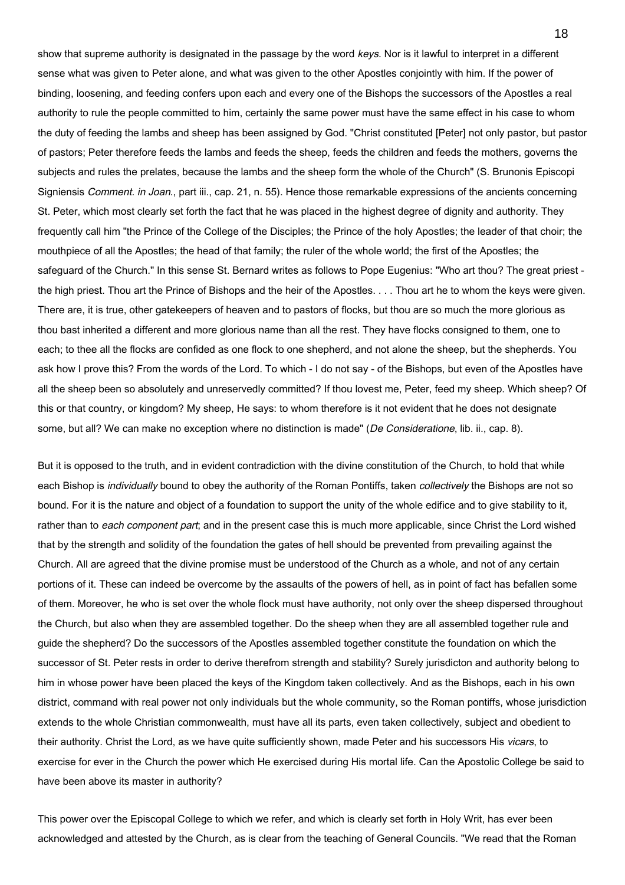show that supreme authority is designated in the passage by the word *keys*. Nor is it lawful to interpret in a different sense what was given to Peter alone, and what was given to the other Apostles conjointly with him. If the power of binding, loosening, and feeding confers upon each and every one of the Bishops the successors of the Apostles a real authority to rule the people committed to him, certainly the same power must have the same effect in his case to whom the duty of feeding the lambs and sheep has been assigned by God. "Christ constituted [Peter] not only pastor, but pastor of pastors; Peter therefore feeds the lambs and feeds the sheep, feeds the children and feeds the mothers, governs the subjects and rules the prelates, because the lambs and the sheep form the whole of the Church" (S. Brunonis Episcopi Signiensis *Comment. in Joan*., part iii., cap. 21, n. 55). Hence those remarkable expressions of the ancients concerning St. Peter, which most clearly set forth the fact that he was placed in the highest degree of dignity and authority. They frequently call him "the Prince of the College of the Disciples; the Prince of the holy Apostles; the leader of that choir; the mouthpiece of all the Apostles; the head of that family; the ruler of the whole world; the first of the Apostles; the safeguard of the Church." In this sense St. Bernard writes as follows to Pope Eugenius: "Who art thou? The great priest - the high priest. Thou art the Prince of Bishops and the heir of the Apostles. . . . Thou art he to whom the keys were given. There are, it is true, other gatekeepers of heaven and to pastors of flocks, but thou are so much the more glorious as thou bast inherited a different and more glorious name than all the rest. They have flocks consigned to them, one to each; to thee all the flocks are confided as one flock to one shepherd, and not alone the sheep, but the shepherds. You ask how I prove this? From the words of the Lord. To which - I do not say - of the Bishops, but even of the Apostles have all the sheep been so absolutely and unreservedly committed? If thou lovest me, Peter, feed my sheep. Which sheep? Of this or that country, or kingdom? My sheep, He says: to whom therefore is it not evident that he does not designate some, but all? We can make no exception where no distinction is made" (*De Consideratione*, lib. ii., cap. 8).

But it is opposed to the truth, and in evident contradiction with the divine constitution of the Church, to hold that while each Bishop is *individually* bound to obey the authority of the Roman Pontiffs, taken *collectively* the Bishops are not so bound. For it is the nature and object of a foundation to support the unity of the whole edifice and to give stability to it, rather than to *each component part*; and in the present case this is much more applicable, since Christ the Lord wished that by the strength and solidity of the foundation the gates of hell should be prevented from prevailing against the Church. All are agreed that the divine promise must be understood of the Church as a whole, and not of any certain portions of it. These can indeed be overcome by the assaults of the powers of hell, as in point of fact has befallen some of them. Moreover, he who is set over the whole flock must have authority, not only over the sheep dispersed throughout the Church, but also when they are assembled together. Do the sheep when they are all assembled together rule and guide the shepherd? Do the successors of the Apostles assembled together constitute the foundation on which the successor of St. Peter rests in order to derive therefrom strength and stability? Surely jurisdicton and authority belong to him in whose power have been placed the keys of the Kingdom taken collectively. And as the Bishops, each in his own district, command with real power not only individuals but the whole community, so the Roman pontiffs, whose jurisdiction extends to the whole Christian commonwealth, must have all its parts, even taken collectively, subject and obedient to their authority. Christ the Lord, as we have quite sufficiently shown, made Peter and his successors His *vicars*, to exercise for ever in the Church the power which He exercised during His mortal life. Can the Apostolic College be said to have been above its master in authority?

This power over the Episcopal College to which we refer, and which is clearly set forth in Holy Writ, has ever been acknowledged and attested by the Church, as is clear from the teaching of General Councils. "We read that the Roman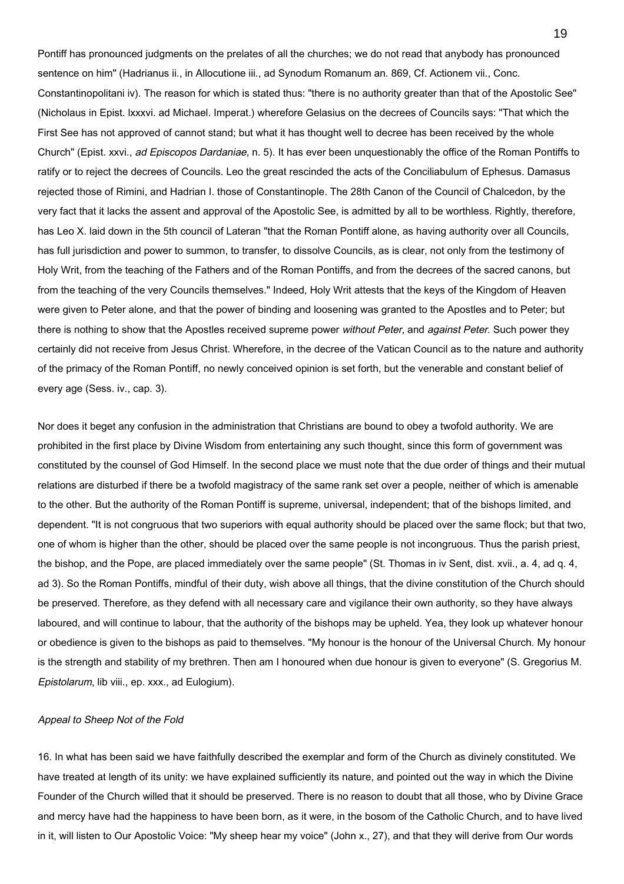Pontiff has pronounced judgments on the prelates of all the churches; we do not read that anybody has pronounced sentence on him" (Hadrianus ii., in Allocutione iii., ad Synodum Romanum an. 869, Cf. Actionem vii., Conc. Constantinopolitani iv). The reason for which is stated thus: "there is no authority greater than that of the Apostolic See" (Nicholaus in Epist. lxxxvi. ad Michael. Imperat.) wherefore Gelasius on the decrees of Councils says: "That which the First See has not approved of cannot stand; but what it has thought well to decree has been received by the whole Church" (Epist. xxvi., *ad Episcopos Dardaniae*, n. 5). It has ever been unquestionably the office of the Roman Pontiffs to ratify or to reject the decrees of Councils. Leo the great rescinded the acts of the Conciliabulum of Ephesus. Damasus rejected those of Rimini, and Hadrian I. those of Constantinople. The 28th Canon of the Council of Chalcedon, by the very fact that it lacks the assent and approval of the Apostolic See, is admitted by all to be worthless. Rightly, therefore, has Leo X. laid down in the 5th council of Lateran "that the Roman Pontiff alone, as having authority over all Councils, has full jurisdiction and power to summon, to transfer, to dissolve Councils, as is clear, not only from the testimony of Holy Writ, from the teaching of the Fathers and of the Roman Pontiffs, and from the decrees of the sacred canons, but from the teaching of the very Councils themselves." Indeed, Holy Writ attests that the keys of the Kingdom of Heaven were given to Peter alone, and that the power of binding and loosening was granted to the Apostles and to Peter; but there is nothing to show that the Apostles received supreme power *without Peter*, and *against Peter*. Such power they certainly did not receive from Jesus Christ. Wherefore, in the decree of the Vatican Council as to the nature and authority of the primacy of the Roman Pontiff, no newly conceived opinion is set forth, but the venerable and constant belief of every age (Sess. iv., cap. 3).

Nor does it beget any confusion in the administration that Christians are bound to obey a twofold authority. We are prohibited in the first place by Divine Wisdom from entertaining any such thought, since this form of government was constituted by the counsel of God Himself. In the second place we must note that the due order of things and their mutual relations are disturbed if there be a twofold magistracy of the same rank set over a people, neither of which is amenable to the other. But the authority of the Roman Pontiff is supreme, universal, independent; that of the bishops limited, and dependent. "It is not congruous that two superiors with equal authority should be placed over the same flock; but that two, one of whom is higher than the other, should be placed over the same people is not incongruous. Thus the parish priest, the bishop, and the Pope, are placed immediately over the same people" (St. Thomas in iv Sent, dist. xvii., a. 4, ad q. 4, ad 3). So the Roman Pontiffs, mindful of their duty, wish above all things, that the divine constitution of the Church should be preserved. Therefore, as they defend with all necessary care and vigilance their own authority, so they have always laboured, and will continue to labour, that the authority of the bishops may be upheld. Yea, they look up whatever honour or obedience is given to the bishops as paid to themselves. "My honour is the honour of the Universal Church. My honour is the strength and stability of my brethren. Then am I honoured when due honour is given to everyone" (S. Gregorius M. *Epistolarum*, lib viii., ep. xxx., ad Eulogium).

*Appeal to Sheep Not of the Fold*

16. In what has been said we have faithfully described the exemplar and form of the Church as divinely constituted. We have treated at length of its unity: we have explained sufficiently its nature, and pointed out the way in which the Divine Founder of the Church willed that it should be preserved. There is no reason to doubt that all those, who by Divine Grace and mercy have had the happiness to have been born, as it were, in the bosom of the Catholic Church, and to have lived in it, will listen to Our Apostolic Voice: "My sheep hear my voice" (John x., 27), and that they will derive from Our words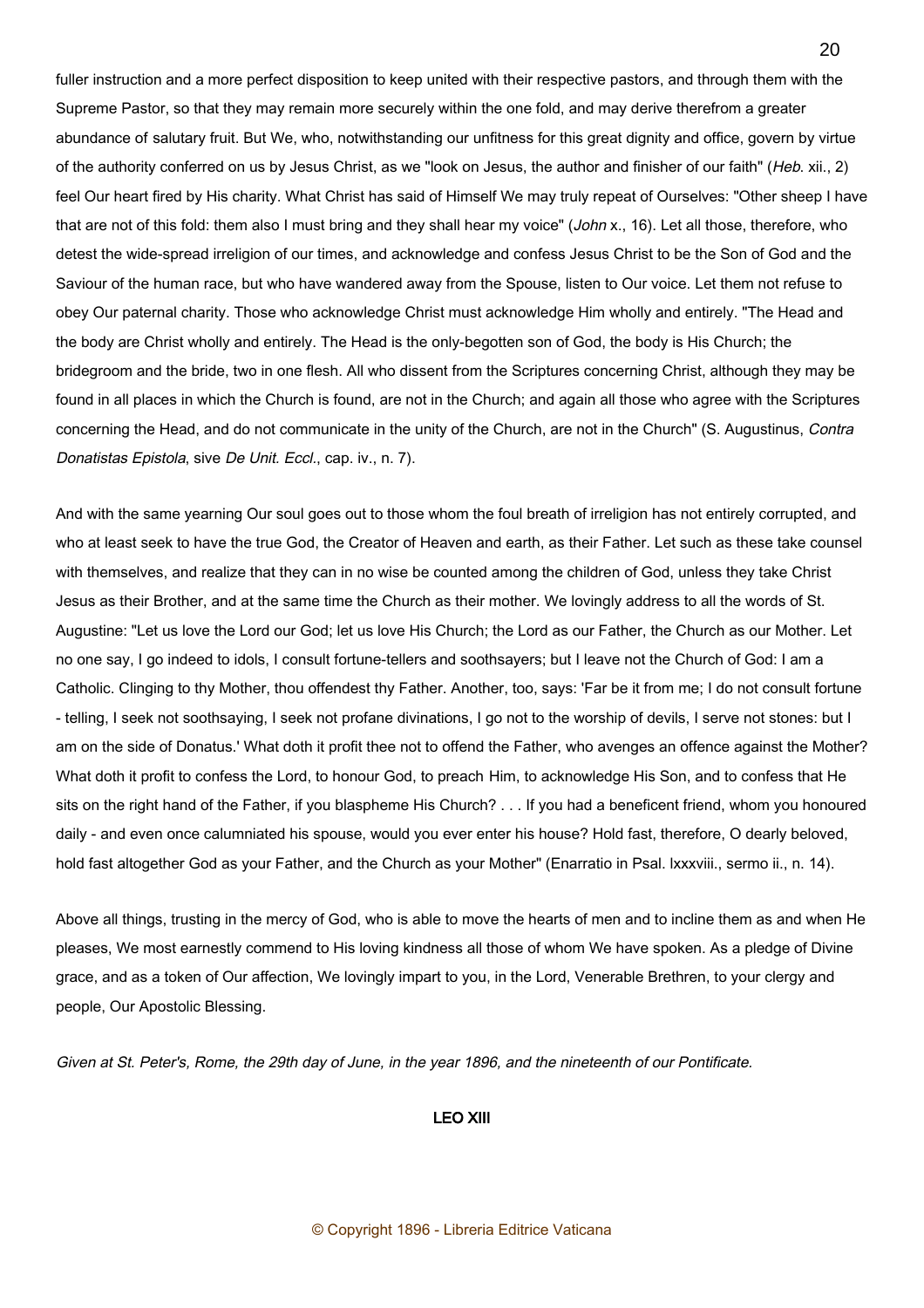fuller instruction and a more perfect disposition to keep united with their respective pastors, and through them with the Supreme Pastor, so that they may remain more securely within the one fold, and may derive therefrom a greater abundance of salutary fruit. But We, who, notwithstanding our unfitness for this great dignity and office, govern by virtue of the authority conferred on us by Jesus Christ, as we "look on Jesus, the author and finisher of our faith" (*Heb*. xii., 2) feel Our heart fired by His charity. What Christ has said of Himself We may truly repeat of Ourselves: "Other sheep I have that are not of this fold: them also I must bring and they shall hear my voice" (*John* x., 16). Let all those, therefore, who detest the wide-spread irreligion of our times, and acknowledge and confess Jesus Christ to be the Son of God and the Saviour of the human race, but who have wandered away from the Spouse, listen to Our voice. Let them not refuse to obey Our paternal charity. Those who acknowledge Christ must acknowledge Him wholly and entirely. "The Head and the body are Christ wholly and entirely. The Head is the only-begotten son of God, the body is His Church; the bridegroom and the bride, two in one flesh. All who dissent from the Scriptures concerning Christ, although they may be found in all places in which the Church is found, are not in the Church; and again all those who agree with the Scriptures concerning the Head, and do not communicate in the unity of the Church, are not in the Church" (S. Augustinus, *Contra Donatistas Epistola*, sive *De Unit. Eccl.*, cap. iv., n. 7).

And with the same yearning Our soul goes out to those whom the foul breath of irreligion has not entirely corrupted, and who at least seek to have the true God, the Creator of Heaven and earth, as their Father. Let such as these take counsel with themselves, and realize that they can in no wise be counted among the children of God, unless they take Christ Jesus as their Brother, and at the same time the Church as their mother. We lovingly address to all the words of St. Augustine: "Let us love the Lord our God; let us love His Church; the Lord as our Father, the Church as our Mother. Let no one say, I go indeed to idols, I consult fortune-tellers and soothsayers; but I leave not the Church of God: I am a Catholic. Clinging to thy Mother, thou offendest thy Father. Another, too, says: 'Far be it from me; I do not consult fortune - telling, I seek not soothsaying, I seek not profane divinations, I go not to the worship of devils, I serve not stones: but I am on the side of Donatus.' What doth it profit thee not to offend the Father, who avenges an offence against the Mother? What doth it profit to confess the Lord, to honour God, to preach Him, to acknowledge His Son, and to confess that He sits on the right hand of the Father, if you blaspheme His Church? . . . If you had a beneficent friend, whom you honoured daily - and even once calumniated his spouse, would you ever enter his house? Hold fast, therefore, O dearly beloved, hold fast altogether God as your Father, and the Church as your Mother" (Enarratio in Psal. lxxxviii., sermo ii., n. 14).

Above all things, trusting in the mercy of God, who is able to move the hearts of men and to incline them as and when He pleases, We most earnestly commend to His loving kindness all those of whom We have spoken. As a pledge of Divine grace, and as a token of Our affection, We lovingly impart to you, in the Lord, Venerable Brethren, to your clergy and people, Our Apostolic Blessing.

*Given at St. Peter's, Rome, the 29th day of June, in the year 1896, and the nineteenth of our Pontificate.*

**LEO XIII**

© Copyright 1896 - Libreria Editrice Vaticana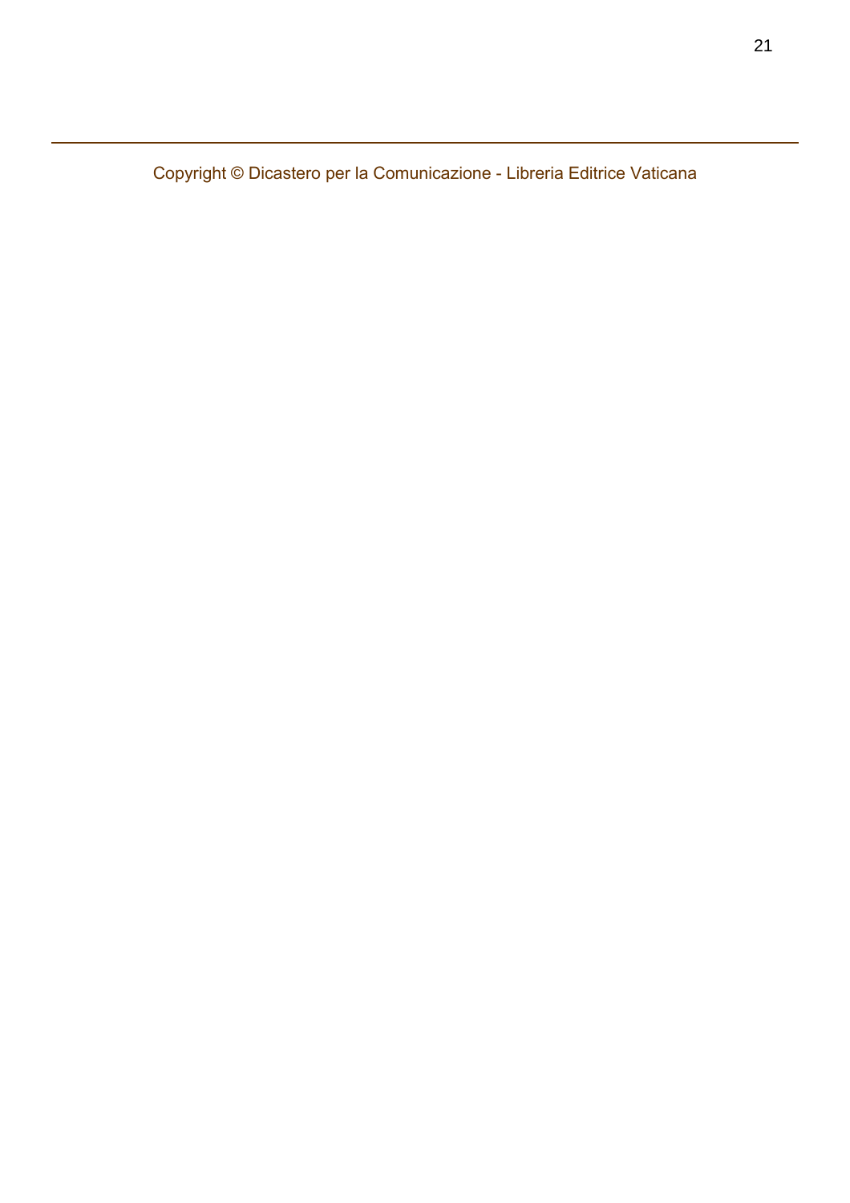Copyright © Dicastero per la Comunicazione - Libreria Editrice Vaticana